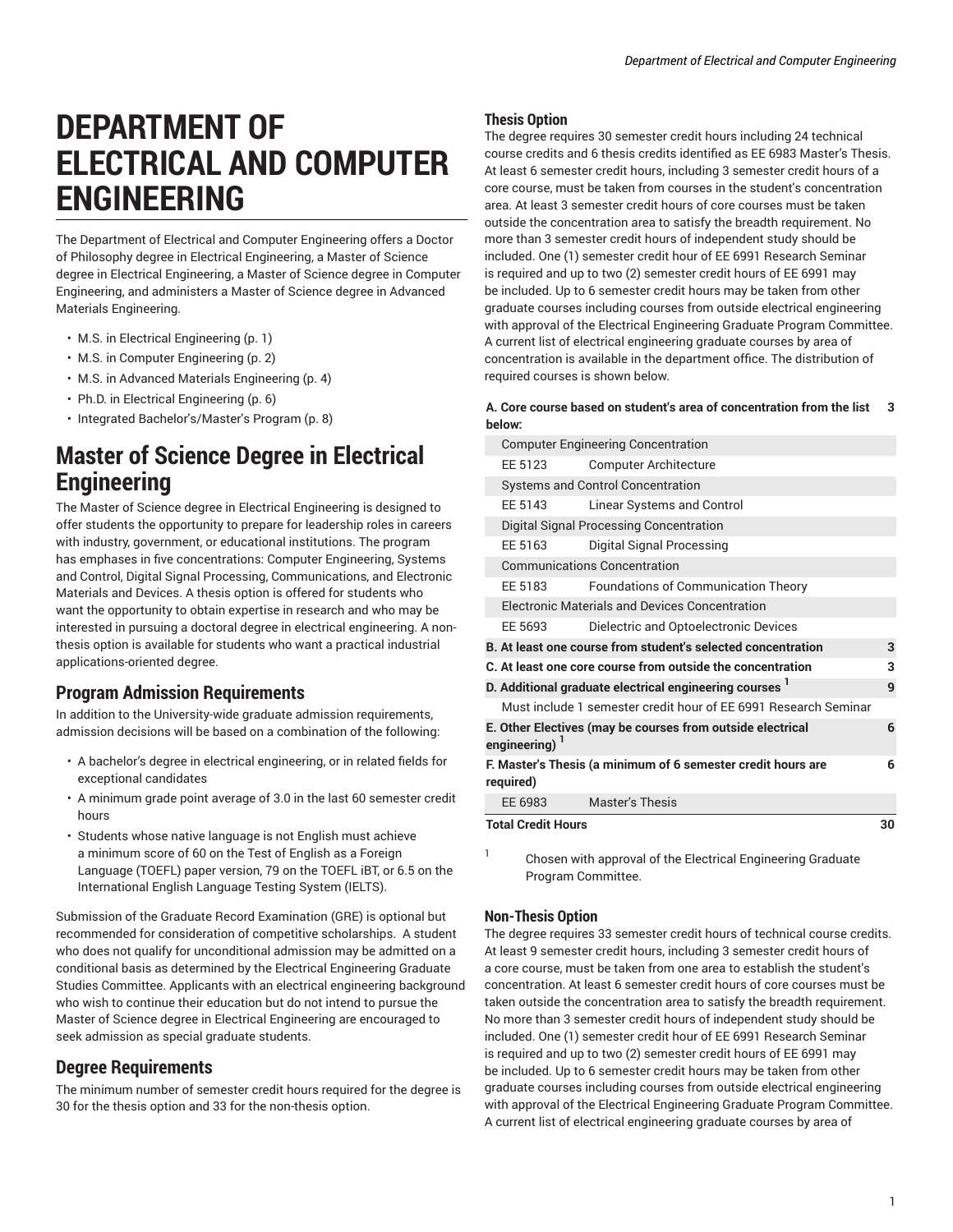# DEPARTMENT OF ELECTRICAL AND COMPUTER ENGINEERING

The Department of Electrical and Computer Engineering offers a Doctor of Philosophy degree in Electrical Engineering, a Master of Science degree in Electrical Engineering, a Master of Science degree in Computer Engineering, and administers a Master of Science degree in Advanced Materials Engineering.

- M.S. in Electrical Engineering (p. 1)
- M.S. in Computer Engineering (p. 2)
- M.S. in Advanced Materials Engineering (p. 4)
- Ph.D. in Electrical Engineering (p. 6)
- Integrated Bachelor's/Master's Program (p. 8)

## Master of Science Degree in Electrical Engineering

The Master of Science degree in Electrical Engineering is designed to offer students the opportunity to prepare for leadership roles in careers with industry, government, or educational institutions. The program has emphases in five concentrations: Computer Engineering, Systems and Control, Digital Signal Processing, Communications, and Electronic Materials and Devices. A thesis option is offered for students who want the opportunity to obtain expertise in research and who may be interested in pursuing a doctoral degree in electrical engineering. A non-thesis option is available for students who want a practical industrial applications-oriented degree.

### Program Admission Requirements

In addition to the University-wide graduate admission requirements, admission decisions will be based on a combination of the following:

- A bachelor's degree in electrical engineering, or in related fields for exceptional candidates
- A minimum grade point average of 3.0 in the last 60 semester credit hours
- Students whose native language is not English must achieve a minimum score of 60 on the Test of English as a Foreign Language (TOEFL) paper version, 79 on the TOEFL iBT, or 6.5 on the International English Language Testing System (IELTS).

Submission of the Graduate Record Examination (GRE) is optional but recommended for consideration of competitive scholarships. A student who does not qualify for unconditional admission may be admitted on a conditional basis as determined by the Electrical Engineering Graduate Studies Committee. Applicants with an electrical engineering background who wish to continue their education but do not intend to pursue the Master of Science degree in Electrical Engineering are encouraged to seek admission as special graduate students.

### Degree Requirements

The minimum number of semester credit hours required for the degree is 30 for the thesis option and 33 for the non-thesis option.

### Thesis Option

The degree requires 30 semester credit hours including 24 technical course credits and 6 thesis credits identified as EE 6983 Master's Thesis. At least 6 semester credit hours, including 3 semester credit hours of a core course, must be taken from courses in the student's concentration area. At least 3 semester credit hours of core courses must be taken outside the concentration area to satisfy the breadth requirement. No more than 3 semester credit hours of independent study should be included. One (1) semester credit hour of EE 6991 Research Seminar is required and up to two (2) semester credit hours of EE 6991 may be included. Up to 6 semester credit hours may be taken from other graduate courses including courses from outside electrical engineering with approval of the Electrical Engineering Graduate Program Committee. A current list of electrical engineering graduate courses by area of concentration is available in the department office. The distribution of required courses is shown below.

| | | |
|---|---|---|
| **A. Core course based on student's area of concentration from the list below:** | | **3** |
| Computer Engineering Concentration | | |
| EE 5123 | Computer Architecture | |
| Systems and Control Concentration | | |
| EE 5143 | Linear Systems and Control | |
| Digital Signal Processing Concentration | | |
| EE 5163 | Digital Signal Processing | |
| Communications Concentration | | |
| EE 5183 | Foundations of Communication Theory | |
| Electronic Materials and Devices Concentration | | |
| EE 5693 | Dielectric and Optoelectronic Devices | |
| **B. At least one course from student's selected concentration** | | **3** |
| **C. At least one core course from outside the concentration** | | **3** |
| **D. Additional graduate electrical engineering courses [1]** | | **9** |
| Must include 1 semester credit hour of EE 6991 Research Seminar | | |
| **E. Other Electives (may be courses from outside electrical engineering) [1]** | | **6** |
| **F. Master's Thesis (a minimum of 6 semester credit hours are required)** | | **6** |
| EE 6983 | Master's Thesis | |
| **Total Credit Hours** | | **30** |

[1] Chosen with approval of the Electrical Engineering Graduate Program Committee.

### Non-Thesis Option

The degree requires 33 semester credit hours of technical course credits. At least 9 semester credit hours, including 3 semester credit hours of a core course, must be taken from one area to establish the student's concentration. At least 6 semester credit hours of core courses must be taken outside the concentration area to satisfy the breadth requirement. No more than 3 semester credit hours of independent study should be included. One (1) semester credit hour of EE 6991 Research Seminar is required and up to two (2) semester credit hours of EE 6991 may be included. Up to 6 semester credit hours may be taken from other graduate courses including courses from outside electrical engineering with approval of the Electrical Engineering Graduate Program Committee. A current list of electrical engineering graduate courses by area of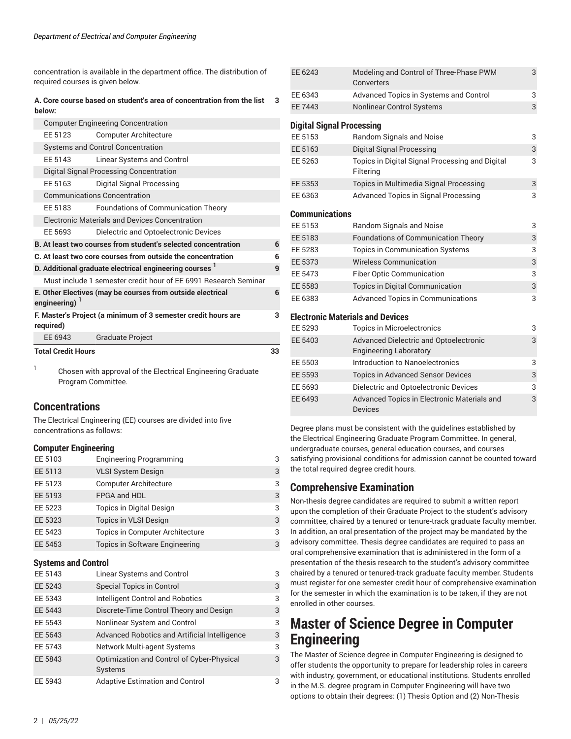concentration is available in the department office. The distribution of required courses is given below.

| | | |
|---|---|---|
| **A. Core course based on student's area of concentration from the list below:** | | **3** |
| Computer Engineering Concentration | | |
| EE 5123 | Computer Architecture | |
| Systems and Control Concentration | | |
| EE 5143 | Linear Systems and Control | |
| Digital Signal Processing Concentration | | |
| EE 5163 | Digital Signal Processing | |
| Communications Concentration | | |
| EE 5183 | Foundations of Communication Theory | |
| Electronic Materials and Devices Concentration | | |
| EE 5693 | Dielectric and Optoelectronic Devices | |
| **B. At least two courses from student's selected concentration** | | **6** |
| **C. At least two core courses from outside the concentration** | | **6** |
| **D. Additional graduate electrical engineering courses [1]** | | **9** |
| Must include 1 semester credit hour of EE 6991 Research Seminar | | |
| **E. Other Electives (may be courses from outside electrical engineering) [1]** | | **6** |
| **F. Master's Project (a minimum of 3 semester credit hours are required)** | | **3** |
| EE 6943 | Graduate Project | |
| **Total Credit Hours** | | **33** |

[1] Chosen with approval of the Electrical Engineering Graduate Program Committee.

## Concentrations

The Electrical Engineering (EE) courses are divided into five concentrations as follows:

### Computer Engineering

| | | |
|---|---|---|
| EE 5103 | Engineering Programming | 3 |
| EE 5113 | VLSI System Design | 3 |
| EE 5123 | Computer Architecture | 3 |
| EE 5193 | FPGA and HDL | 3 |
| EE 5223 | Topics in Digital Design | 3 |
| EE 5323 | Topics in VLSI Design | 3 |
| EE 5423 | Topics in Computer Architecture | 3 |
| EE 5453 | Topics in Software Engineering | 3 |

### Systems and Control

| | | |
|---|---|---|
| EE 5143 | Linear Systems and Control | 3 |
| EE 5243 | Special Topics in Control | 3 |
| EE 5343 | Intelligent Control and Robotics | 3 |
| EE 5443 | Discrete-Time Control Theory and Design | 3 |
| EE 5543 | Nonlinear System and Control | 3 |
| EE 5643 | Advanced Robotics and Artificial Intelligence | 3 |
| EE 5743 | Network Multi-agent Systems | 3 |
| EE 5843 | Optimization and Control of Cyber-Physical Systems | 3 |
| EE 5943 | Adaptive Estimation and Control | 3 |
| EE 6243 | Modeling and Control of Three-Phase PWM Converters | 3 |
| EE 6343 | Advanced Topics in Systems and Control | 3 |
| EE 7443 | Nonlinear Control Systems | 3 |

### Digital Signal Processing

| | | |
|---|---|---|
| EE 5153 | Random Signals and Noise | 3 |
| EE 5163 | Digital Signal Processing | 3 |
| EE 5263 | Topics in Digital Signal Processing and Digital Filtering | 3 |
| EE 5353 | Topics in Multimedia Signal Processing | 3 |
| EE 6363 | Advanced Topics in Signal Processing | 3 |

### Communications

| | | |
|---|---|---|
| EE 5153 | Random Signals and Noise | 3 |
| EE 5183 | Foundations of Communication Theory | 3 |
| EE 5283 | Topics in Communication Systems | 3 |
| EE 5373 | Wireless Communication | 3 |
| EE 5473 | Fiber Optic Communication | 3 |
| EE 5583 | Topics in Digital Communication | 3 |
| EE 6383 | Advanced Topics in Communications | 3 |

### Electronic Materials and Devices

| | | |
|---|---|---|
| EE 5293 | Topics in Microelectronics | 3 |
| EE 5403 | Advanced Dielectric and Optoelectronic Engineering Laboratory | 3 |
| EE 5503 | Introduction to Nanoelectronics | 3 |
| EE 5593 | Topics in Advanced Sensor Devices | 3 |
| EE 5693 | Dielectric and Optoelectronic Devices | 3 |
| EE 6493 | Advanced Topics in Electronic Materials and Devices | 3 |

Degree plans must be consistent with the guidelines established by the Electrical Engineering Graduate Program Committee. In general, undergraduate courses, general education courses, and courses satisfying provisional conditions for admission cannot be counted toward the total required degree credit hours.

## Comprehensive Examination

Non-thesis degree candidates are required to submit a written report upon the completion of their Graduate Project to the student's advisory committee, chaired by a tenured or tenure-track graduate faculty member. In addition, an oral presentation of the project may be mandated by the advisory committee. Thesis degree candidates are required to pass an oral comprehensive examination that is administered in the form of a presentation of the thesis research to the student's advisory committee chaired by a tenured or tenured-track graduate faculty member. Students must register for one semester credit hour of comprehensive examination for the semester in which the examination is to be taken, if they are not enrolled in other courses.

# Master of Science Degree in Computer Engineering

The Master of Science degree in Computer Engineering is designed to offer students the opportunity to prepare for leadership roles in careers with industry, government, or educational institutions. Students enrolled in the M.S. degree program in Computer Engineering will have two options to obtain their degrees: (1) Thesis Option and (2) Non-Thesis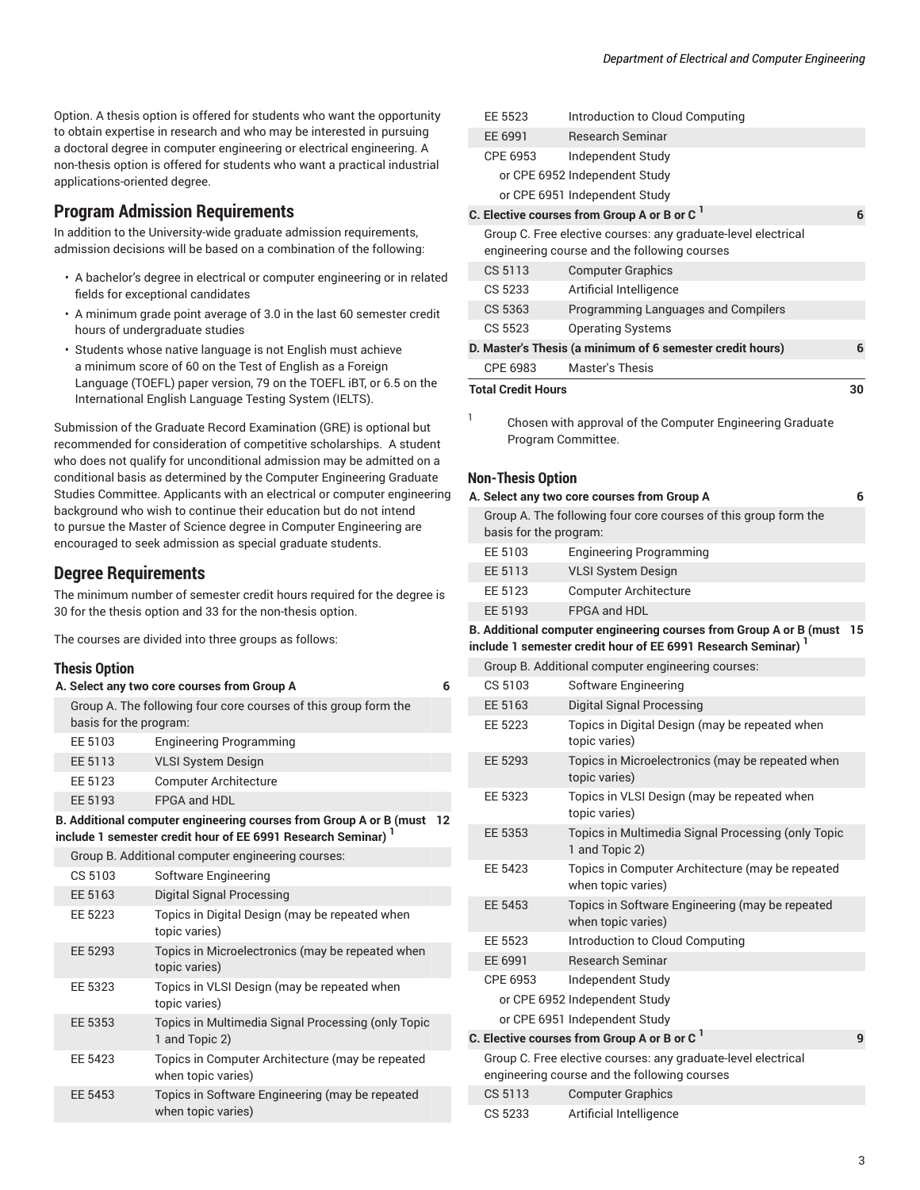Option. A thesis option is offered for students who want the opportunity to obtain expertise in research and who may be interested in pursuing a doctoral degree in computer engineering or electrical engineering. A non-thesis option is offered for students who want a practical industrial applications-oriented degree.

## Program Admission Requirements

In addition to the University-wide graduate admission requirements, admission decisions will be based on a combination of the following:

- A bachelor's degree in electrical or computer engineering or in related fields for exceptional candidates
- A minimum grade point average of 3.0 in the last 60 semester credit hours of undergraduate studies
- Students whose native language is not English must achieve a minimum score of 60 on the Test of English as a Foreign Language (TOEFL) paper version, 79 on the TOEFL iBT, or 6.5 on the International English Language Testing System (IELTS).

Submission of the Graduate Record Examination (GRE) is optional but recommended for consideration of competitive scholarships. A student who does not qualify for unconditional admission may be admitted on a conditional basis as determined by the Computer Engineering Graduate Studies Committee. Applicants with an electrical or computer engineering background who wish to continue their education but do not intend to pursue the Master of Science degree in Computer Engineering are encouraged to seek admission as special graduate students.

## Degree Requirements

The minimum number of semester credit hours required for the degree is 30 for the thesis option and 33 for the non-thesis option.

The courses are divided into three groups as follows:

### Thesis Option

| | | |
|---|---|---|
| **A. Select any two core courses from Group A** | | 6 |
| Group A. The following four core courses of this group form the basis for the program: | | |
| EE 5103 | Engineering Programming | |
| EE 5113 | VLSI System Design | |
| EE 5123 | Computer Architecture | |
| EE 5193 | FPGA and HDL | |
| **B. Additional computer engineering courses from Group A or B (must include 1 semester credit hour of EE 6991 Research Seminar)** [1] | | 12 |
| Group B. Additional computer engineering courses: | | |
| CS 5103 | Software Engineering | |
| EE 5163 | Digital Signal Processing | |
| EE 5223 | Topics in Digital Design (may be repeated when topic varies) | |
| EE 5293 | Topics in Microelectronics (may be repeated when topic varies) | |
| EE 5323 | Topics in VLSI Design (may be repeated when topic varies) | |
| EE 5353 | Topics in Multimedia Signal Processing (only Topic 1 and Topic 2) | |
| EE 5423 | Topics in Computer Architecture (may be repeated when topic varies) | |
| EE 5453 | Topics in Software Engineering (may be repeated when topic varies) | |
| EE 5523 | Introduction to Cloud Computing | |
| EE 6991 | Research Seminar | |
| CPE 6953 | Independent Study | |
| or CPE 6952 | Independent Study | |
| or CPE 6951 | Independent Study | |
| **C. Elective courses from Group A or B or C** [1] | | 6 |
| Group C. Free elective courses: any graduate-level electrical engineering course and the following courses | | |
| CS 5113 | Computer Graphics | |
| CS 5233 | Artificial Intelligence | |
| CS 5363 | Programming Languages and Compilers | |
| CS 5523 | Operating Systems | |
| **D. Master's Thesis (a minimum of 6 semester credit hours)** | | 6 |
| CPE 6983 | Master's Thesis | |
| **Total Credit Hours** | | 30 |

[1] Chosen with approval of the Computer Engineering Graduate Program Committee.

### Non-Thesis Option

| | | |
|---|---|---|
| **A. Select any two core courses from Group A** | | 6 |
| Group A. The following four core courses of this group form the basis for the program: | | |
| EE 5103 | Engineering Programming | |
| EE 5113 | VLSI System Design | |
| EE 5123 | Computer Architecture | |
| EE 5193 | FPGA and HDL | |
| **B. Additional computer engineering courses from Group A or B (must include 1 semester credit hour of EE 6991 Research Seminar)** [1] | | 15 |
| Group B. Additional computer engineering courses: | | |
| CS 5103 | Software Engineering | |
| EE 5163 | Digital Signal Processing | |
| EE 5223 | Topics in Digital Design (may be repeated when topic varies) | |
| EE 5293 | Topics in Microelectronics (may be repeated when topic varies) | |
| EE 5323 | Topics in VLSI Design (may be repeated when topic varies) | |
| EE 5353 | Topics in Multimedia Signal Processing (only Topic 1 and Topic 2) | |
| EE 5423 | Topics in Computer Architecture (may be repeated when topic varies) | |
| EE 5453 | Topics in Software Engineering (may be repeated when topic varies) | |
| EE 5523 | Introduction to Cloud Computing | |
| EE 6991 | Research Seminar | |
| CPE 6953 | Independent Study | |
| or CPE 6952 | Independent Study | |
| or CPE 6951 | Independent Study | |
| **C. Elective courses from Group A or B or C** [1] | | 9 |
| Group C. Free elective courses: any graduate-level electrical engineering course and the following courses | | |
| CS 5113 | Computer Graphics | |
| CS 5233 | Artificial Intelligence | |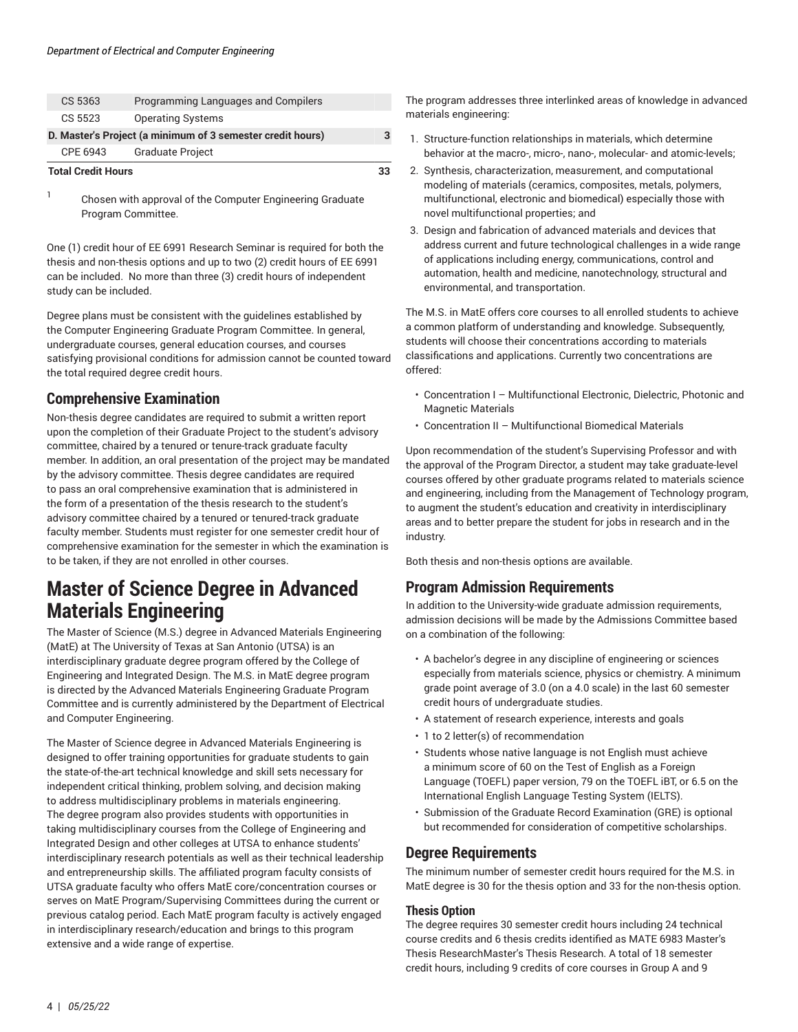| | | |
|---|---|---|
| CS 5363 | Programming Languages and Compilers | |
| CS 5523 | Operating Systems | |
| **D. Master's Project (a minimum of 3 semester credit hours)** | | **3** |
| CPE 6943 | Graduate Project | |
| **Total Credit Hours** | | **33** |

1 Chosen with approval of the Computer Engineering Graduate Program Committee.

One (1) credit hour of EE 6991 Research Seminar is required for both the thesis and non-thesis options and up to two (2) credit hours of EE 6991 can be included. No more than three (3) credit hours of independent study can be included.

Degree plans must be consistent with the guidelines established by the Computer Engineering Graduate Program Committee. In general, undergraduate courses, general education courses, and courses satisfying provisional conditions for admission cannot be counted toward the total required degree credit hours.

## Comprehensive Examination

Non-thesis degree candidates are required to submit a written report upon the completion of their Graduate Project to the student's advisory committee, chaired by a tenured or tenure-track graduate faculty member. In addition, an oral presentation of the project may be mandated by the advisory committee. Thesis degree candidates are required to pass an oral comprehensive examination that is administered in the form of a presentation of the thesis research to the student's advisory committee chaired by a tenured or tenured-track graduate faculty member. Students must register for one semester credit hour of comprehensive examination for the semester in which the examination is to be taken, if they are not enrolled in other courses.

# Master of Science Degree in Advanced Materials Engineering

The Master of Science (M.S.) degree in Advanced Materials Engineering (MatE) at The University of Texas at San Antonio (UTSA) is an interdisciplinary graduate degree program offered by the College of Engineering and Integrated Design. The M.S. in MatE degree program is directed by the Advanced Materials Engineering Graduate Program Committee and is currently administered by the Department of Electrical and Computer Engineering.

The Master of Science degree in Advanced Materials Engineering is designed to offer training opportunities for graduate students to gain the state-of-the-art technical knowledge and skill sets necessary for independent critical thinking, problem solving, and decision making to address multidisciplinary problems in materials engineering. The degree program also provides students with opportunities in taking multidisciplinary courses from the College of Engineering and Integrated Design and other colleges at UTSA to enhance students' interdisciplinary research potentials as well as their technical leadership and entrepreneurship skills. The affiliated program faculty consists of UTSA graduate faculty who offers MatE core/concentration courses or serves on MatE Program/Supervising Committees during the current or previous catalog period. Each MatE program faculty is actively engaged in interdisciplinary research/education and brings to this program extensive and a wide range of expertise.

The program addresses three interlinked areas of knowledge in advanced materials engineering:

1. Structure-function relationships in materials, which determine behavior at the macro-, micro-, nano-, molecular- and atomic-levels;
2. Synthesis, characterization, measurement, and computational modeling of materials (ceramics, composites, metals, polymers, multifunctional, electronic and biomedical) especially those with novel multifunctional properties; and
3. Design and fabrication of advanced materials and devices that address current and future technological challenges in a wide range of applications including energy, communications, control and automation, health and medicine, nanotechnology, structural and environmental, and transportation.

The M.S. in MatE offers core courses to all enrolled students to achieve a common platform of understanding and knowledge. Subsequently, students will choose their concentrations according to materials classifications and applications. Currently two concentrations are offered:

- Concentration I – Multifunctional Electronic, Dielectric, Photonic and Magnetic Materials
- Concentration II – Multifunctional Biomedical Materials

Upon recommendation of the student's Supervising Professor and with the approval of the Program Director, a student may take graduate-level courses offered by other graduate programs related to materials science and engineering, including from the Management of Technology program, to augment the student's education and creativity in interdisciplinary areas and to better prepare the student for jobs in research and in the industry.

Both thesis and non-thesis options are available.

## Program Admission Requirements

In addition to the University-wide graduate admission requirements, admission decisions will be made by the Admissions Committee based on a combination of the following:

- A bachelor's degree in any discipline of engineering or sciences especially from materials science, physics or chemistry. A minimum grade point average of 3.0 (on a 4.0 scale) in the last 60 semester credit hours of undergraduate studies.
- A statement of research experience, interests and goals
- 1 to 2 letter(s) of recommendation
- Students whose native language is not English must achieve a minimum score of 60 on the Test of English as a Foreign Language (TOEFL) paper version, 79 on the TOEFL iBT, or 6.5 on the International English Language Testing System (IELTS).
- Submission of the Graduate Record Examination (GRE) is optional but recommended for consideration of competitive scholarships.

## Degree Requirements

The minimum number of semester credit hours required for the M.S. in MatE degree is 30 for the thesis option and 33 for the non-thesis option.

### Thesis Option

The degree requires 30 semester credit hours including 24 technical course credits and 6 thesis credits identified as MATE 6983 Master's Thesis ResearchMaster's Thesis Research. A total of 18 semester credit hours, including 9 credits of core courses in Group A and 9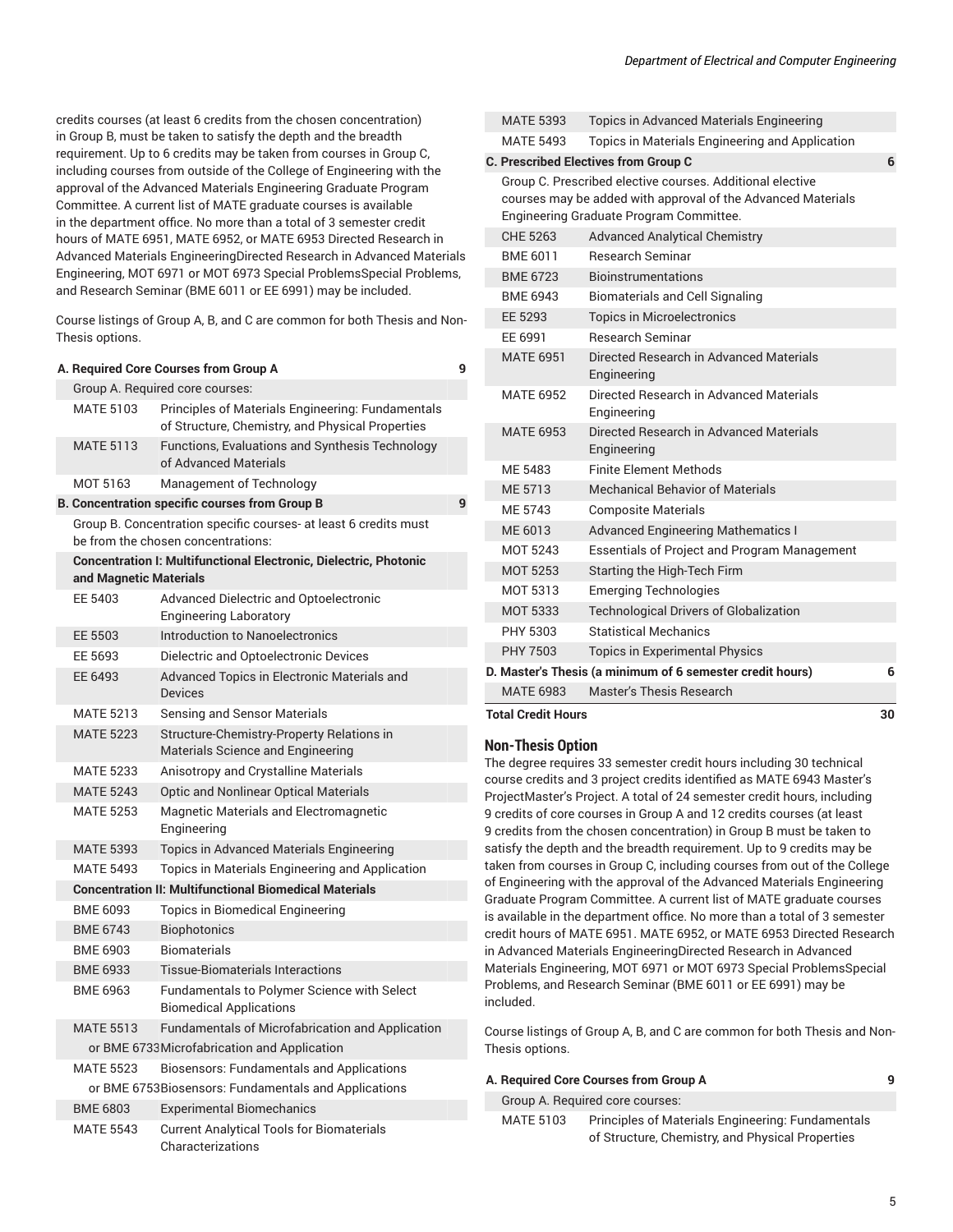credits courses (at least 6 credits from the chosen concentration) in Group B, must be taken to satisfy the depth and the breadth requirement. Up to 6 credits may be taken from courses in Group C, including courses from outside of the College of Engineering with the approval of the Advanced Materials Engineering Graduate Program Committee. A current list of MATE graduate courses is available in the department office. No more than a total of 3 semester credit hours of MATE 6951, MATE 6952, or MATE 6953 Directed Research in Advanced Materials EngineeringDirected Research in Advanced Materials Engineering, MOT 6971 or MOT 6973 Special ProblemsSpecial Problems, and Research Seminar (BME 6011 or EE 6991) may be included.

Course listings of Group A, B, and C are common for both Thesis and Non-Thesis options.

| | | |
|---|---|---|
| **A. Required Core Courses from Group A** | | 9 |
| Group A. Required core courses: | | |
| MATE 5103 | Principles of Materials Engineering: Fundamentals of Structure, Chemistry, and Physical Properties | |
| MATE 5113 | Functions, Evaluations and Synthesis Technology of Advanced Materials | |
| MOT 5163 | Management of Technology | |
| **B. Concentration specific courses from Group B** | | 9 |
| Group B. Concentration specific courses- at least 6 credits must be from the chosen concentrations: | | |
| **Concentration I: Multifunctional Electronic, Dielectric, Photonic and Magnetic Materials** | | |
| EE 5403 | Advanced Dielectric and Optoelectronic Engineering Laboratory | |
| EE 5503 | Introduction to Nanoelectronics | |
| EE 5693 | Dielectric and Optoelectronic Devices | |
| EE 6493 | Advanced Topics in Electronic Materials and Devices | |
| MATE 5213 | Sensing and Sensor Materials | |
| MATE 5223 | Structure-Chemistry-Property Relations in Materials Science and Engineering | |
| MATE 5233 | Anisotropy and Crystalline Materials | |
| MATE 5243 | Optic and Nonlinear Optical Materials | |
| MATE 5253 | Magnetic Materials and Electromagnetic Engineering | |
| MATE 5393 | Topics in Advanced Materials Engineering | |
| MATE 5493 | Topics in Materials Engineering and Application | |
| **Concentration II: Multifunctional Biomedical Materials** | | |
| BME 6093 | Topics in Biomedical Engineering | |
| BME 6743 | Biophotonics | |
| BME 6903 | Biomaterials | |
| BME 6933 | Tissue-Biomaterials Interactions | |
| BME 6963 | Fundamentals to Polymer Science with Select Biomedical Applications | |
| MATE 5513 | Fundamentals of Microfabrication and Application | |
| or BME 6733 | Microfabrication and Application | |
| MATE 5523 | Biosensors: Fundamentals and Applications | |
| or BME 6753 | Biosensors: Fundamentals and Applications | |
| BME 6803 | Experimental Biomechanics | |
| MATE 5543 | Current Analytical Tools for Biomaterials Characterizations | |
| MATE 5393 | Topics in Advanced Materials Engineering | |
| MATE 5493 | Topics in Materials Engineering and Application | |
| **C. Prescribed Electives from Group C** | | 6 |
| Group C. Prescribed elective courses. Additional elective courses may be added with approval of the Advanced Materials Engineering Graduate Program Committee. | | |
| CHE 5263 | Advanced Analytical Chemistry | |
| BME 6011 | Research Seminar | |
| BME 6723 | Bioinstrumentations | |
| BME 6943 | Biomaterials and Cell Signaling | |
| EE 5293 | Topics in Microelectronics | |
| EE 6991 | Research Seminar | |
| MATE 6951 | Directed Research in Advanced Materials Engineering | |
| MATE 6952 | Directed Research in Advanced Materials Engineering | |
| MATE 6953 | Directed Research in Advanced Materials Engineering | |
| ME 5483 | Finite Element Methods | |
| ME 5713 | Mechanical Behavior of Materials | |
| ME 5743 | Composite Materials | |
| ME 6013 | Advanced Engineering Mathematics I | |
| MOT 5243 | Essentials of Project and Program Management | |
| MOT 5253 | Starting the High-Tech Firm | |
| MOT 5313 | Emerging Technologies | |
| MOT 5333 | Technological Drivers of Globalization | |
| PHY 5303 | Statistical Mechanics | |
| PHY 7503 | Topics in Experimental Physics | |
| **D. Master's Thesis (a minimum of 6 semester credit hours)** | | 6 |
| MATE 6983 | Master's Thesis Research | |
| **Total Credit Hours** | | 30 |

## Non-Thesis Option

The degree requires 33 semester credit hours including 30 technical course credits and 3 project credits identified as MATE 6943 Master's ProjectMaster's Project. A total of 24 semester credit hours, including 9 credits of core courses in Group A and 12 credits courses (at least 9 credits from the chosen concentration) in Group B must be taken to satisfy the depth and the breadth requirement. Up to 9 credits may be taken from courses in Group C, including courses from out of the College of Engineering with the approval of the Advanced Materials Engineering Graduate Program Committee. A current list of MATE graduate courses is available in the department office. No more than a total of 3 semester credit hours of MATE 6951. MATE 6952, or MATE 6953 Directed Research in Advanced Materials EngineeringDirected Research in Advanced Materials Engineering, MOT 6971 or MOT 6973 Special ProblemsSpecial Problems, and Research Seminar (BME 6011 or EE 6991) may be included.

Course listings of Group A, B, and C are common for both Thesis and Non-Thesis options.

| | | |
|---|---|---|
| **A. Required Core Courses from Group A** | | 9 |
| Group A. Required core courses: | | |
| MATE 5103 | Principles of Materials Engineering: Fundamentals of Structure, Chemistry, and Physical Properties | |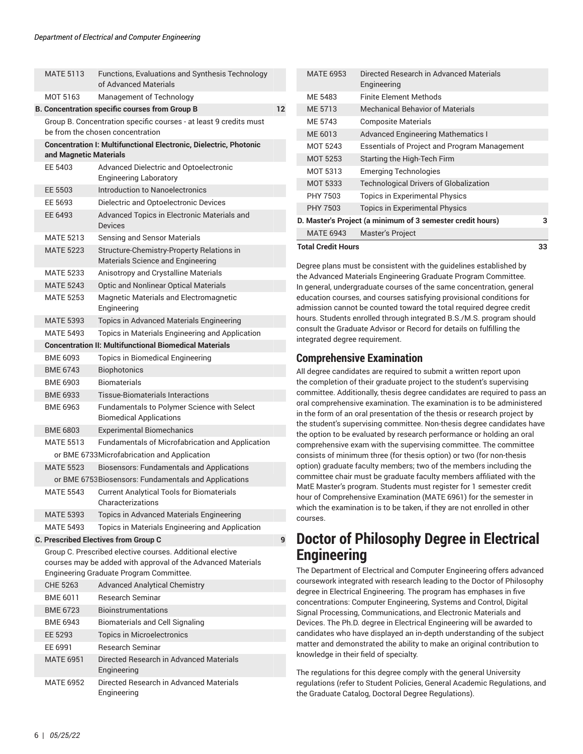| | | |
|---|---|---|
| MATE 5113 | Functions, Evaluations and Synthesis Technology of Advanced Materials | |
| MOT 5163 | Management of Technology | |
| **B. Concentration specific courses from Group B** | | **12** |
| Group B. Concentration specific courses - at least 9 credits must be from the chosen concentration | | |
| **Concentration I: Multifunctional Electronic, Dielectric, Photonic and Magnetic Materials** | | |
| EE 5403 | Advanced Dielectric and Optoelectronic Engineering Laboratory | |
| EE 5503 | Introduction to Nanoelectronics | |
| EE 5693 | Dielectric and Optoelectronic Devices | |
| EE 6493 | Advanced Topics in Electronic Materials and Devices | |
| MATE 5213 | Sensing and Sensor Materials | |
| MATE 5223 | Structure-Chemistry-Property Relations in Materials Science and Engineering | |
| MATE 5233 | Anisotropy and Crystalline Materials | |
| MATE 5243 | Optic and Nonlinear Optical Materials | |
| MATE 5253 | Magnetic Materials and Electromagnetic Engineering | |
| MATE 5393 | Topics in Advanced Materials Engineering | |
| MATE 5493 | Topics in Materials Engineering and Application | |
| **Concentration II: Multifunctional Biomedical Materials** | | |
| BME 6093 | Topics in Biomedical Engineering | |
| BME 6743 | Biophotonics | |
| BME 6903 | Biomaterials | |
| BME 6933 | Tissue-Biomaterials Interactions | |
| BME 6963 | Fundamentals to Polymer Science with Select Biomedical Applications | |
| BME 6803 | Experimental Biomechanics | |
| MATE 5513 | Fundamentals of Microfabrication and Application | |
| or BME 6733 | Microfabrication and Application | |
| MATE 5523 | Biosensors: Fundamentals and Applications | |
| or BME 6753 | Biosensors: Fundamentals and Applications | |
| MATE 5543 | Current Analytical Tools for Biomaterials Characterizations | |
| MATE 5393 | Topics in Advanced Materials Engineering | |
| MATE 5493 | Topics in Materials Engineering and Application | |
| **C. Prescribed Electives from Group C** | | **9** |
| Group C. Prescribed elective courses. Additional elective courses may be added with approval of the Advanced Materials Engineering Graduate Program Committee. | | |
| CHE 5263 | Advanced Analytical Chemistry | |
| BME 6011 | Research Seminar | |
| BME 6723 | Bioinstrumentations | |
| BME 6943 | Biomaterials and Cell Signaling | |
| EE 5293 | Topics in Microelectronics | |
| EE 6991 | Research Seminar | |
| MATE 6951 | Directed Research in Advanced Materials Engineering | |
| MATE 6952 | Directed Research in Advanced Materials Engineering | |
| MATE 6953 | Directed Research in Advanced Materials Engineering | |
| ME 5483 | Finite Element Methods | |
| ME 5713 | Mechanical Behavior of Materials | |
| ME 5743 | Composite Materials | |
| ME 6013 | Advanced Engineering Mathematics I | |
| MOT 5243 | Essentials of Project and Program Management | |
| MOT 5253 | Starting the High-Tech Firm | |
| MOT 5313 | Emerging Technologies | |
| MOT 5333 | Technological Drivers of Globalization | |
| PHY 7503 | Topics in Experimental Physics | |
| PHY 7503 | Topics in Experimental Physics | |
| **D. Master's Project (a minimum of 3 semester credit hours)** | | **3** |
| MATE 6943 | Master's Project | |
| **Total Credit Hours** | | **33** |

Degree plans must be consistent with the guidelines established by the Advanced Materials Engineering Graduate Program Committee. In general, undergraduate courses of the same concentration, general education courses, and courses satisfying provisional conditions for admission cannot be counted toward the total required degree credit hours. Students enrolled through integrated B.S./M.S. program should consult the Graduate Advisor or Record for details on fulfilling the integrated degree requirement.

## Comprehensive Examination

All degree candidates are required to submit a written report upon the completion of their graduate project to the student's supervising committee. Additionally, thesis degree candidates are required to pass an oral comprehensive examination. The examination is to be administered in the form of an oral presentation of the thesis or research project by the student's supervising committee. Non-thesis degree candidates have the option to be evaluated by research performance or holding an oral comprehensive exam with the supervising committee. The committee consists of minimum three (for thesis option) or two (for non-thesis option) graduate faculty members; two of the members including the committee chair must be graduate faculty members affiliated with the MatE Master's program. Students must register for 1 semester credit hour of Comprehensive Examination (MATE 6961) for the semester in which the examination is to be taken, if they are not enrolled in other courses.

# Doctor of Philosophy Degree in Electrical Engineering

The Department of Electrical and Computer Engineering offers advanced coursework integrated with research leading to the Doctor of Philosophy degree in Electrical Engineering. The program has emphases in five concentrations: Computer Engineering, Systems and Control, Digital Signal Processing, Communications, and Electronic Materials and Devices. The Ph.D. degree in Electrical Engineering will be awarded to candidates who have displayed an in-depth understanding of the subject matter and demonstrated the ability to make an original contribution to knowledge in their field of specialty.

The regulations for this degree comply with the general University regulations (refer to Student Policies, General Academic Regulations, and the Graduate Catalog, Doctoral Degree Regulations).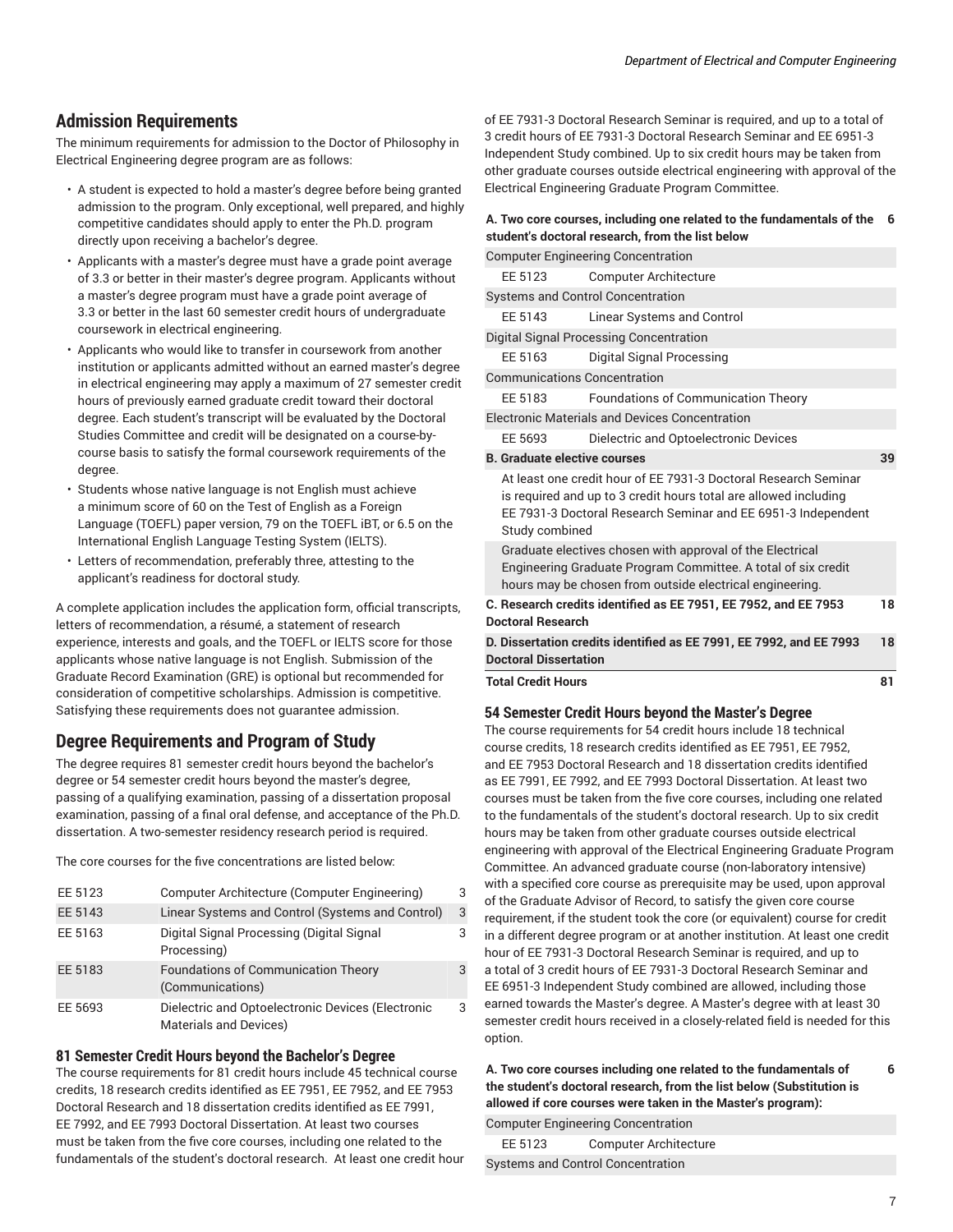## Admission Requirements

The minimum requirements for admission to the Doctor of Philosophy in Electrical Engineering degree program are as follows:

- A student is expected to hold a master's degree before being granted admission to the program. Only exceptional, well prepared, and highly competitive candidates should apply to enter the Ph.D. program directly upon receiving a bachelor's degree.
- Applicants with a master's degree must have a grade point average of 3.3 or better in their master's degree program. Applicants without a master's degree program must have a grade point average of 3.3 or better in the last 60 semester credit hours of undergraduate coursework in electrical engineering.
- Applicants who would like to transfer in coursework from another institution or applicants admitted without an earned master's degree in electrical engineering may apply a maximum of 27 semester credit hours of previously earned graduate credit toward their doctoral degree. Each student's transcript will be evaluated by the Doctoral Studies Committee and credit will be designated on a course-by-course basis to satisfy the formal coursework requirements of the degree.
- Students whose native language is not English must achieve a minimum score of 60 on the Test of English as a Foreign Language (TOEFL) paper version, 79 on the TOEFL iBT, or 6.5 on the International English Language Testing System (IELTS).
- Letters of recommendation, preferably three, attesting to the applicant's readiness for doctoral study.

A complete application includes the application form, official transcripts, letters of recommendation, a résumé, a statement of research experience, interests and goals, and the TOEFL or IELTS score for those applicants whose native language is not English. Submission of the Graduate Record Examination (GRE) is optional but recommended for consideration of competitive scholarships. Admission is competitive. Satisfying these requirements does not guarantee admission.

## Degree Requirements and Program of Study

The degree requires 81 semester credit hours beyond the bachelor's degree or 54 semester credit hours beyond the master's degree, passing of a qualifying examination, passing of a dissertation proposal examination, passing of a final oral defense, and acceptance of the Ph.D. dissertation. A two-semester residency research period is required.

The core courses for the five concentrations are listed below:

| | | |
|---|---|---|
| EE 5123 | Computer Architecture (Computer Engineering) | 3 |
| EE 5143 | Linear Systems and Control (Systems and Control) | 3 |
| EE 5163 | Digital Signal Processing (Digital Signal Processing) | 3 |
| EE 5183 | Foundations of Communication Theory (Communications) | 3 |
| EE 5693 | Dielectric and Optoelectronic Devices (Electronic Materials and Devices) | 3 |

### 81 Semester Credit Hours beyond the Bachelor's Degree

The course requirements for 81 credit hours include 45 technical course credits, 18 research credits identified as EE 7951, EE 7952, and EE 7953 Doctoral Research and 18 dissertation credits identified as EE 7991, EE 7992, and EE 7993 Doctoral Dissertation. At least two courses must be taken from the five core courses, including one related to the fundamentals of the student's doctoral research. At least one credit hour of EE 7931-3 Doctoral Research Seminar is required, and up to a total of 3 credit hours of EE 7931-3 Doctoral Research Seminar and EE 6951-3 Independent Study combined. Up to six credit hours may be taken from other graduate courses outside electrical engineering with approval of the Electrical Engineering Graduate Program Committee.

| | | |
|---|---|---|
| **A. Two core courses, including one related to the fundamentals of the student's doctoral research, from the list below** | | **6** |
| Computer Engineering Concentration | | |
| EE 5123 | Computer Architecture | |
| Systems and Control Concentration | | |
| EE 5143 | Linear Systems and Control | |
| Digital Signal Processing Concentration | | |
| EE 5163 | Digital Signal Processing | |
| Communications Concentration | | |
| EE 5183 | Foundations of Communication Theory | |
| Electronic Materials and Devices Concentration | | |
| EE 5693 | Dielectric and Optoelectronic Devices | |
| **B. Graduate elective courses** | | **39** |
| At least one credit hour of EE 7931-3 Doctoral Research Seminar is required and up to 3 credit hours total are allowed including EE 7931-3 Doctoral Research Seminar and EE 6951-3 Independent Study combined | | |
| Graduate electives chosen with approval of the Electrical Engineering Graduate Program Committee. A total of six credit hours may be chosen from outside electrical engineering. | | |
| **C. Research credits identified as EE 7951, EE 7952, and EE 7953 Doctoral Research** | | **18** |
| **D. Dissertation credits identified as EE 7991, EE 7992, and EE 7993 Doctoral Dissertation** | | **18** |
| **Total Credit Hours** | | **81** |

### 54 Semester Credit Hours beyond the Master's Degree

The course requirements for 54 credit hours include 18 technical course credits, 18 research credits identified as EE 7951, EE 7952, and EE 7953 Doctoral Research and 18 dissertation credits identified as EE 7991, EE 7992, and EE 7993 Doctoral Dissertation. At least two courses must be taken from the five core courses, including one related to the fundamentals of the student's doctoral research. Up to six credit hours may be taken from other graduate courses outside electrical engineering with approval of the Electrical Engineering Graduate Program Committee. An advanced graduate course (non-laboratory intensive) with a specified core course as prerequisite may be used, upon approval of the Graduate Advisor of Record, to satisfy the given core course requirement, if the student took the core (or equivalent) course for credit in a different degree program or at another institution. At least one credit hour of EE 7931-3 Doctoral Research Seminar is required, and up to a total of 3 credit hours of EE 7931-3 Doctoral Research Seminar and EE 6951-3 Independent Study combined are allowed, including those earned towards the Master's degree. A Master's degree with at least 30 semester credit hours received in a closely-related field is needed for this option.

| | | |
|---|---|---|
| **A. Two core courses including one related to the fundamentals of the student's doctoral research, from the list below (Substitution is allowed if core courses were taken in the Master's program):** | | **6** |
| Computer Engineering Concentration | | |
| EE 5123 | Computer Architecture | |
| Systems and Control Concentration | | |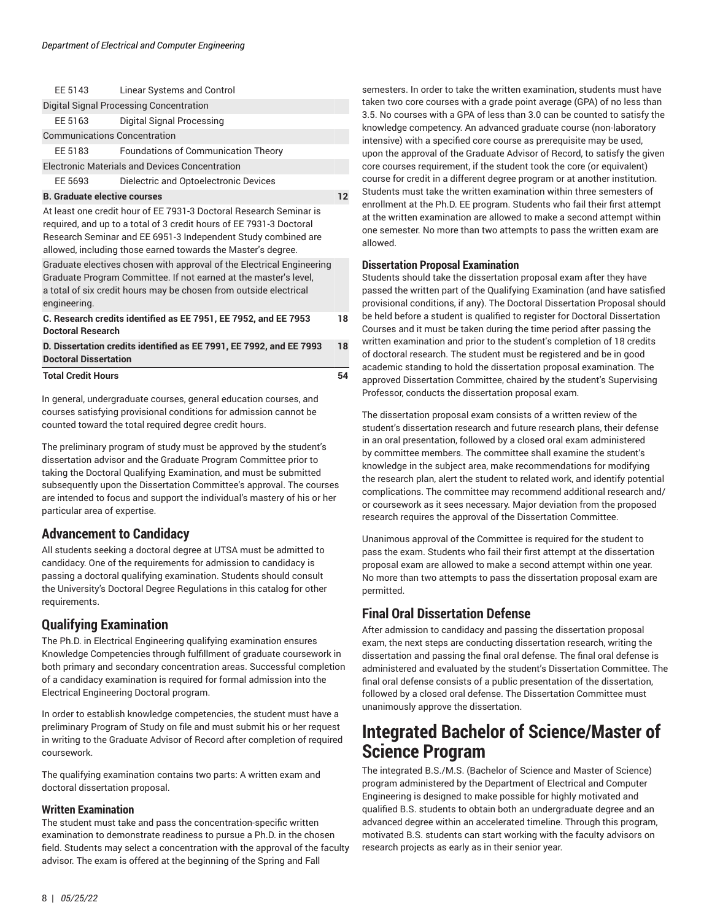| | | |
|---|---|---|
| EE 5143 | Linear Systems and Control | |
| Digital Signal Processing Concentration | | |
| EE 5163 | Digital Signal Processing | |
| Communications Concentration | | |
| EE 5183 | Foundations of Communication Theory | |
| Electronic Materials and Devices Concentration | | |
| EE 5693 | Dielectric and Optoelectronic Devices | |
| **B. Graduate elective courses** | | **12** |
| At least one credit hour of EE 7931-3 Doctoral Research Seminar is required, and up to a total of 3 credit hours of EE 7931-3 Doctoral Research Seminar and EE 6951-3 Independent Study combined are allowed, including those earned towards the Master's degree. | | |
| Graduate electives chosen with approval of the Electrical Engineering Graduate Program Committee. If not earned at the master's level, a total of six credit hours may be chosen from outside electrical engineering. | | |
| **C. Research credits identified as EE 7951, EE 7952, and EE 7953 Doctoral Research** | | **18** |
| **D. Dissertation credits identified as EE 7991, EE 7992, and EE 7993 Doctoral Dissertation** | | **18** |
| **Total Credit Hours** | | **54** |

In general, undergraduate courses, general education courses, and courses satisfying provisional conditions for admission cannot be counted toward the total required degree credit hours.

The preliminary program of study must be approved by the student's dissertation advisor and the Graduate Program Committee prior to taking the Doctoral Qualifying Examination, and must be submitted subsequently upon the Dissertation Committee's approval. The courses are intended to focus and support the individual's mastery of his or her particular area of expertise.

## Advancement to Candidacy

All students seeking a doctoral degree at UTSA must be admitted to candidacy. One of the requirements for admission to candidacy is passing a doctoral qualifying examination. Students should consult the University's Doctoral Degree Regulations in this catalog for other requirements.

## Qualifying Examination

The Ph.D. in Electrical Engineering qualifying examination ensures Knowledge Competencies through fulfillment of graduate coursework in both primary and secondary concentration areas. Successful completion of a candidacy examination is required for formal admission into the Electrical Engineering Doctoral program.

In order to establish knowledge competencies, the student must have a preliminary Program of Study on file and must submit his or her request in writing to the Graduate Advisor of Record after completion of required coursework.

The qualifying examination contains two parts: A written exam and doctoral dissertation proposal.

### Written Examination

The student must take and pass the concentration-specific written examination to demonstrate readiness to pursue a Ph.D. in the chosen field. Students may select a concentration with the approval of the faculty advisor. The exam is offered at the beginning of the Spring and Fall semesters. In order to take the written examination, students must have taken two core courses with a grade point average (GPA) of no less than 3.5. No courses with a GPA of less than 3.0 can be counted to satisfy the knowledge competency. An advanced graduate course (non-laboratory intensive) with a specified core course as prerequisite may be used, upon the approval of the Graduate Advisor of Record, to satisfy the given core courses requirement, if the student took the core (or equivalent) course for credit in a different degree program or at another institution. Students must take the written examination within three semesters of enrollment at the Ph.D. EE program. Students who fail their first attempt at the written examination are allowed to make a second attempt within one semester. No more than two attempts to pass the written exam are allowed.

### Dissertation Proposal Examination

Students should take the dissertation proposal exam after they have passed the written part of the Qualifying Examination (and have satisfied provisional conditions, if any). The Doctoral Dissertation Proposal should be held before a student is qualified to register for Doctoral Dissertation Courses and it must be taken during the time period after passing the written examination and prior to the student's completion of 18 credits of doctoral research. The student must be registered and be in good academic standing to hold the dissertation proposal examination. The approved Dissertation Committee, chaired by the student's Supervising Professor, conducts the dissertation proposal exam.

The dissertation proposal exam consists of a written review of the student's dissertation research and future research plans, their defense in an oral presentation, followed by a closed oral exam administered by committee members. The committee shall examine the student's knowledge in the subject area, make recommendations for modifying the research plan, alert the student to related work, and identify potential complications. The committee may recommend additional research and/or coursework as it sees necessary. Major deviation from the proposed research requires the approval of the Dissertation Committee.

Unanimous approval of the Committee is required for the student to pass the exam. Students who fail their first attempt at the dissertation proposal exam are allowed to make a second attempt within one year. No more than two attempts to pass the dissertation proposal exam are permitted.

## Final Oral Dissertation Defense

After admission to candidacy and passing the dissertation proposal exam, the next steps are conducting dissertation research, writing the dissertation and passing the final oral defense. The final oral defense is administered and evaluated by the student's Dissertation Committee. The final oral defense consists of a public presentation of the dissertation, followed by a closed oral defense. The Dissertation Committee must unanimously approve the dissertation.

# Integrated Bachelor of Science/Master of Science Program

The integrated B.S./M.S. (Bachelor of Science and Master of Science) program administered by the Department of Electrical and Computer Engineering is designed to make possible for highly motivated and qualified B.S. students to obtain both an undergraduate degree and an advanced degree within an accelerated timeline. Through this program, motivated B.S. students can start working with the faculty advisors on research projects as early as in their senior year.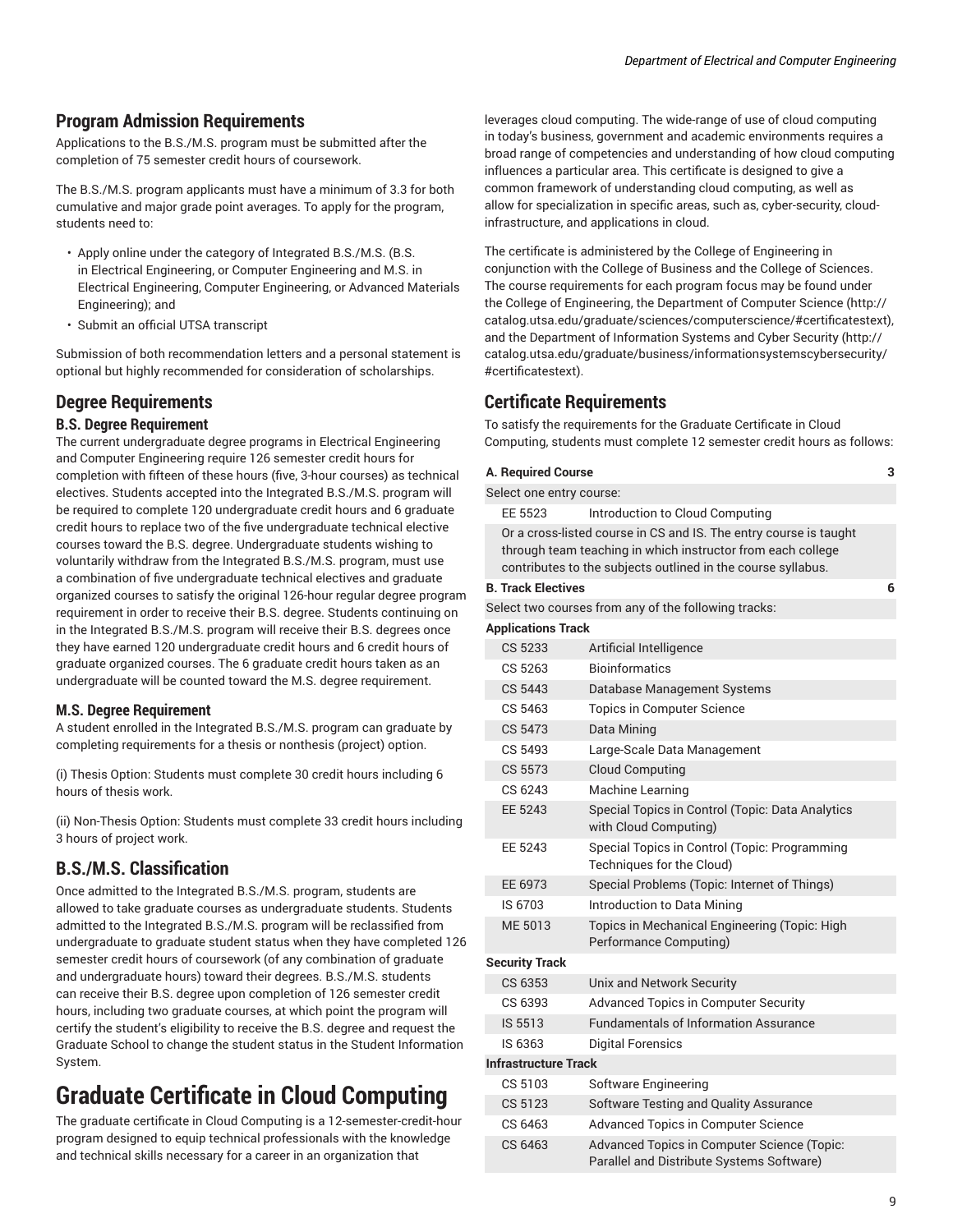## Program Admission Requirements

Applications to the B.S./M.S. program must be submitted after the completion of 75 semester credit hours of coursework.

The B.S./M.S. program applicants must have a minimum of 3.3 for both cumulative and major grade point averages. To apply for the program, students need to:

- Apply online under the category of Integrated B.S./M.S. (B.S. in Electrical Engineering, or Computer Engineering and M.S. in Electrical Engineering, Computer Engineering, or Advanced Materials Engineering); and
- Submit an official UTSA transcript

Submission of both recommendation letters and a personal statement is optional but highly recommended for consideration of scholarships.

## Degree Requirements

### B.S. Degree Requirement

The current undergraduate degree programs in Electrical Engineering and Computer Engineering require 126 semester credit hours for completion with fifteen of these hours (five, 3-hour courses) as technical electives. Students accepted into the Integrated B.S./M.S. program will be required to complete 120 undergraduate credit hours and 6 graduate credit hours to replace two of the five undergraduate technical elective courses toward the B.S. degree. Undergraduate students wishing to voluntarily withdraw from the Integrated B.S./M.S. program, must use a combination of five undergraduate technical electives and graduate organized courses to satisfy the original 126-hour regular degree program requirement in order to receive their B.S. degree. Students continuing on in the Integrated B.S./M.S. program will receive their B.S. degrees once they have earned 120 undergraduate credit hours and 6 credit hours of graduate organized courses. The 6 graduate credit hours taken as an undergraduate will be counted toward the M.S. degree requirement.

### M.S. Degree Requirement

A student enrolled in the Integrated B.S./M.S. program can graduate by completing requirements for a thesis or nonthesis (project) option.

(i) Thesis Option: Students must complete 30 credit hours including 6 hours of thesis work.

(ii) Non-Thesis Option: Students must complete 33 credit hours including 3 hours of project work.

## B.S./M.S. Classification

Once admitted to the Integrated B.S./M.S. program, students are allowed to take graduate courses as undergraduate students. Students admitted to the Integrated B.S./M.S. program will be reclassified from undergraduate to graduate student status when they have completed 126 semester credit hours of coursework (of any combination of graduate and undergraduate hours) toward their degrees. B.S./M.S. students can receive their B.S. degree upon completion of 126 semester credit hours, including two graduate courses, at which point the program will certify the student's eligibility to receive the B.S. degree and request the Graduate School to change the student status in the Student Information System.

# Graduate Certificate in Cloud Computing

The graduate certificate in Cloud Computing is a 12-semester-credit-hour program designed to equip technical professionals with the knowledge and technical skills necessary for a career in an organization that leverages cloud computing. The wide-range of use of cloud computing in today's business, government and academic environments requires a broad range of competencies and understanding of how cloud computing influences a particular area. This certificate is designed to give a common framework of understanding cloud computing, as well as allow for specialization in specific areas, such as, cyber-security, cloud-infrastructure, and applications in cloud.

The certificate is administered by the College of Engineering in conjunction with the College of Business and the College of Sciences. The course requirements for each program focus may be found under the College of Engineering, the Department of Computer Science (http://catalog.utsa.edu/graduate/sciences/computerscience/#certificatestext), and the Department of Information Systems and Cyber Security (http://catalog.utsa.edu/graduate/business/informationsystemscybersecurity/#certificatestext).

## Certificate Requirements

To satisfy the requirements for the Graduate Certificate in Cloud Computing, students must complete 12 semester credit hours as follows:

| | | |
|---|---|---|
| **A. Required Course** | | **3** |
| Select one entry course: | | |
| EE 5523 | Introduction to Cloud Computing | |
| Or a cross-listed course in CS and IS. The entry course is taught through team teaching in which instructor from each college contributes to the subjects outlined in the course syllabus. | | |
| **B. Track Electives** | | **6** |
| Select two courses from any of the following tracks: | | |
| **Applications Track** | | |
| CS 5233 | Artificial Intelligence | |
| CS 5263 | Bioinformatics | |
| CS 5443 | Database Management Systems | |
| CS 5463 | Topics in Computer Science | |
| CS 5473 | Data Mining | |
| CS 5493 | Large-Scale Data Management | |
| CS 5573 | Cloud Computing | |
| CS 6243 | Machine Learning | |
| EE 5243 | Special Topics in Control (Topic: Data Analytics with Cloud Computing) | |
| EE 5243 | Special Topics in Control (Topic: Programming Techniques for the Cloud) | |
| EE 6973 | Special Problems (Topic: Internet of Things) | |
| IS 6703 | Introduction to Data Mining | |
| ME 5013 | Topics in Mechanical Engineering (Topic: High Performance Computing) | |
| **Security Track** | | |
| CS 6353 | Unix and Network Security | |
| CS 6393 | Advanced Topics in Computer Security | |
| IS 5513 | Fundamentals of Information Assurance | |
| IS 6363 | Digital Forensics | |
| **Infrastructure Track** | | |
| CS 5103 | Software Engineering | |
| CS 5123 | Software Testing and Quality Assurance | |
| CS 6463 | Advanced Topics in Computer Science | |
| CS 6463 | Advanced Topics in Computer Science (Topic: Parallel and Distribute Systems Software) | |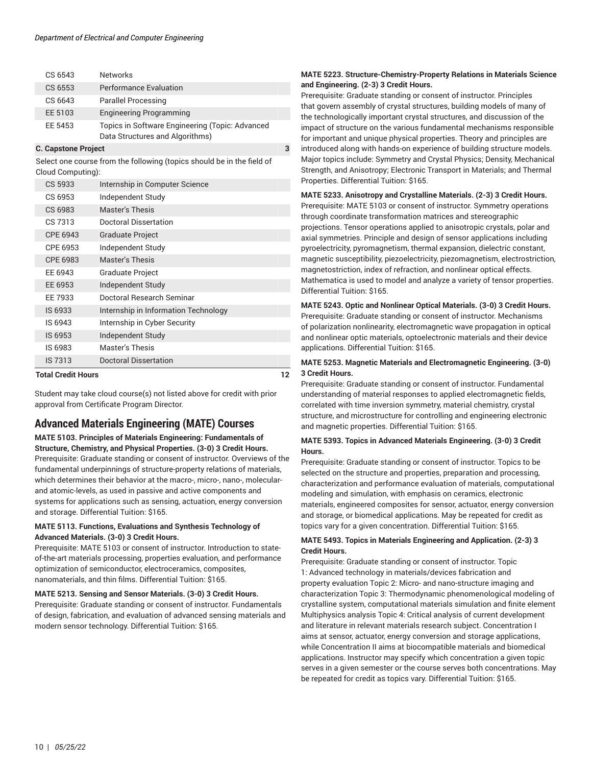| | | |
|---|---|---|
| CS 6543 | Networks | |
| CS 6553 | Performance Evaluation | |
| CS 6643 | Parallel Processing | |
| EE 5103 | Engineering Programming | |
| EE 5453 | Topics in Software Engineering (Topic: Advanced Data Structures and Algorithms) | |
| **C. Capstone Project** | | **3** |
| Select one course from the following (topics should be in the field of Cloud Computing): | | |
| CS 5933 | Internship in Computer Science | |
| CS 6953 | Independent Study | |
| CS 6983 | Master's Thesis | |
| CS 7313 | Doctoral Dissertation | |
| CPE 6943 | Graduate Project | |
| CPE 6953 | Independent Study | |
| CPE 6983 | Master's Thesis | |
| EE 6943 | Graduate Project | |
| EE 6953 | Independent Study | |
| EE 7933 | Doctoral Research Seminar | |
| IS 6933 | Internship in Information Technology | |
| IS 6943 | Internship in Cyber Security | |
| IS 6953 | Independent Study | |
| IS 6983 | Master's Thesis | |
| IS 7313 | Doctoral Dissertation | |
| **Total Credit Hours** | | **12** |

Student may take cloud course(s) not listed above for credit with prior approval from Certificate Program Director.

## Advanced Materials Engineering (MATE) Courses

**MATE 5103. Principles of Materials Engineering: Fundamentals of Structure, Chemistry, and Physical Properties. (3-0) 3 Credit Hours.**
Prerequisite: Graduate standing or consent of instructor. Overviews of the fundamental underpinnings of structure-property relations of materials, which determines their behavior at the macro-, micro-, nano-, molecular- and atomic-levels, as used in passive and active components and systems for applications such as sensing, actuation, energy conversion and storage. Differential Tuition: $165.

**MATE 5113. Functions, Evaluations and Synthesis Technology of Advanced Materials. (3-0) 3 Credit Hours.**
Prerequisite: MATE 5103 or consent of instructor. Introduction to state-of-the-art materials processing, properties evaluation, and performance optimization of semiconductor, electroceramics, composites, nanomaterials, and thin films. Differential Tuition: $165.

**MATE 5213. Sensing and Sensor Materials. (3-0) 3 Credit Hours.**
Prerequisite: Graduate standing or consent of instructor. Fundamentals of design, fabrication, and evaluation of advanced sensing materials and modern sensor technology. Differential Tuition: $165.

**MATE 5223. Structure-Chemistry-Property Relations in Materials Science and Engineering. (2-3) 3 Credit Hours.**
Prerequisite: Graduate standing or consent of instructor. Principles that govern assembly of crystal structures, building models of many of the technologically important crystal structures, and discussion of the impact of structure on the various fundamental mechanisms responsible for important and unique physical properties. Theory and principles are introduced along with hands-on experience of building structure models. Major topics include: Symmetry and Crystal Physics; Density, Mechanical Strength, and Anisotropy; Electronic Transport in Materials; and Thermal Properties. Differential Tuition: $165.

**MATE 5233. Anisotropy and Crystalline Materials. (2-3) 3 Credit Hours.**
Prerequisite: MATE 5103 or consent of instructor. Symmetry operations through coordinate transformation matrices and stereographic projections. Tensor operations applied to anisotropic crystals, polar and axial symmetries. Principle and design of sensor applications including pyroelectricity, pyromagnetism, thermal expansion, dielectric constant, magnetic susceptibility, piezoelectricity, piezomagnetism, electrostriction, magnetostriction, index of refraction, and nonlinear optical effects. Mathematica is used to model and analyze a variety of tensor properties. Differential Tuition: $165.

**MATE 5243. Optic and Nonlinear Optical Materials. (3-0) 3 Credit Hours.**
Prerequisite: Graduate standing or consent of instructor. Mechanisms of polarization nonlinearity, electromagnetic wave propagation in optical and nonlinear optic materials, optoelectronic materials and their device applications. Differential Tuition: $165.

**MATE 5253. Magnetic Materials and Electromagnetic Engineering. (3-0) 3 Credit Hours.**
Prerequisite: Graduate standing or consent of instructor. Fundamental understanding of material responses to applied electromagnetic fields, correlated with time inversion symmetry, material chemistry, crystal structure, and microstructure for controlling and engineering electronic and magnetic properties. Differential Tuition: $165.

**MATE 5393. Topics in Advanced Materials Engineering. (3-0) 3 Credit Hours.**
Prerequisite: Graduate standing or consent of instructor. Topics to be selected on the structure and properties, preparation and processing, characterization and performance evaluation of materials, computational modeling and simulation, with emphasis on ceramics, electronic materials, engineered composites for sensor, actuator, energy conversion and storage, or biomedical applications. May be repeated for credit as topics vary for a given concentration. Differential Tuition: $165.

**MATE 5493. Topics in Materials Engineering and Application. (2-3) 3 Credit Hours.**
Prerequisite: Graduate standing or consent of instructor. Topic 1: Advanced technology in materials/devices fabrication and property evaluation Topic 2: Micro- and nano-structure imaging and characterization Topic 3: Thermodynamic phenomenological modeling of crystalline system, computational materials simulation and finite element Multiphysics analysis Topic 4: Critical analysis of current development and literature in relevant materials research subject. Concentration I aims at sensor, actuator, energy conversion and storage applications, while Concentration II aims at biocompatible materials and biomedical applications. Instructor may specify which concentration a given topic serves in a given semester or the course serves both concentrations. May be repeated for credit as topics vary. Differential Tuition: $165.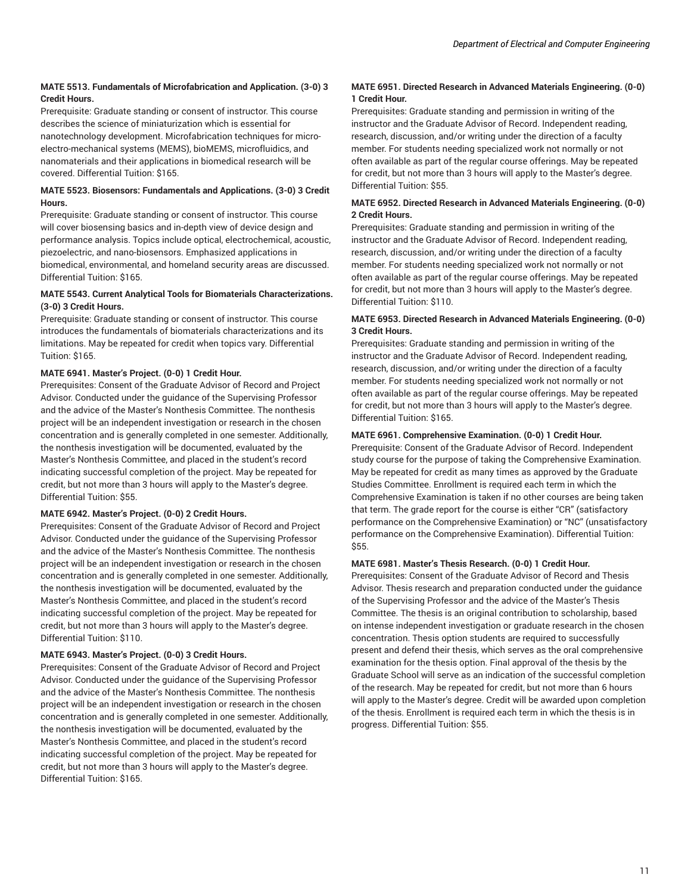**MATE 5513. Fundamentals of Microfabrication and Application. (3-0) 3 Credit Hours.**

Prerequisite: Graduate standing or consent of instructor. This course describes the science of miniaturization which is essential for nanotechnology development. Microfabrication techniques for micro-electro-mechanical systems (MEMS), bioMEMS, microfluidics, and nanomaterials and their applications in biomedical research will be covered. Differential Tuition: $165.

**MATE 5523. Biosensors: Fundamentals and Applications. (3-0) 3 Credit Hours.**

Prerequisite: Graduate standing or consent of instructor. This course will cover biosensing basics and in-depth view of device design and performance analysis. Topics include optical, electrochemical, acoustic, piezoelectric, and nano-biosensors. Emphasized applications in biomedical, environmental, and homeland security areas are discussed. Differential Tuition: $165.

**MATE 5543. Current Analytical Tools for Biomaterials Characterizations. (3-0) 3 Credit Hours.**

Prerequisite: Graduate standing or consent of instructor. This course introduces the fundamentals of biomaterials characterizations and its limitations. May be repeated for credit when topics vary. Differential Tuition: $165.

**MATE 6941. Master's Project. (0-0) 1 Credit Hour.**

Prerequisites: Consent of the Graduate Advisor of Record and Project Advisor. Conducted under the guidance of the Supervising Professor and the advice of the Master's Nonthesis Committee. The nonthesis project will be an independent investigation or research in the chosen concentration and is generally completed in one semester. Additionally, the nonthesis investigation will be documented, evaluated by the Master's Nonthesis Committee, and placed in the student's record indicating successful completion of the project. May be repeated for credit, but not more than 3 hours will apply to the Master's degree. Differential Tuition: $55.

**MATE 6942. Master's Project. (0-0) 2 Credit Hours.**

Prerequisites: Consent of the Graduate Advisor of Record and Project Advisor. Conducted under the guidance of the Supervising Professor and the advice of the Master's Nonthesis Committee. The nonthesis project will be an independent investigation or research in the chosen concentration and is generally completed in one semester. Additionally, the nonthesis investigation will be documented, evaluated by the Master's Nonthesis Committee, and placed in the student's record indicating successful completion of the project. May be repeated for credit, but not more than 3 hours will apply to the Master's degree. Differential Tuition: $110.

**MATE 6943. Master's Project. (0-0) 3 Credit Hours.**

Prerequisites: Consent of the Graduate Advisor of Record and Project Advisor. Conducted under the guidance of the Supervising Professor and the advice of the Master's Nonthesis Committee. The nonthesis project will be an independent investigation or research in the chosen concentration and is generally completed in one semester. Additionally, the nonthesis investigation will be documented, evaluated by the Master's Nonthesis Committee, and placed in the student's record indicating successful completion of the project. May be repeated for credit, but not more than 3 hours will apply to the Master's degree. Differential Tuition: $165.

**MATE 6951. Directed Research in Advanced Materials Engineering. (0-0) 1 Credit Hour.**

Prerequisites: Graduate standing and permission in writing of the instructor and the Graduate Advisor of Record. Independent reading, research, discussion, and/or writing under the direction of a faculty member. For students needing specialized work not normally or not often available as part of the regular course offerings. May be repeated for credit, but not more than 3 hours will apply to the Master's degree. Differential Tuition: $55.

**MATE 6952. Directed Research in Advanced Materials Engineering. (0-0) 2 Credit Hours.**

Prerequisites: Graduate standing and permission in writing of the instructor and the Graduate Advisor of Record. Independent reading, research, discussion, and/or writing under the direction of a faculty member. For students needing specialized work not normally or not often available as part of the regular course offerings. May be repeated for credit, but not more than 3 hours will apply to the Master's degree. Differential Tuition: $110.

**MATE 6953. Directed Research in Advanced Materials Engineering. (0-0) 3 Credit Hours.**

Prerequisites: Graduate standing and permission in writing of the instructor and the Graduate Advisor of Record. Independent reading, research, discussion, and/or writing under the direction of a faculty member. For students needing specialized work not normally or not often available as part of the regular course offerings. May be repeated for credit, but not more than 3 hours will apply to the Master's degree. Differential Tuition: $165.

**MATE 6961. Comprehensive Examination. (0-0) 1 Credit Hour.**

Prerequisite: Consent of the Graduate Advisor of Record. Independent study course for the purpose of taking the Comprehensive Examination. May be repeated for credit as many times as approved by the Graduate Studies Committee. Enrollment is required each term in which the Comprehensive Examination is taken if no other courses are being taken that term. The grade report for the course is either "CR" (satisfactory performance on the Comprehensive Examination) or "NC" (unsatisfactory performance on the Comprehensive Examination). Differential Tuition: $55.

**MATE 6981. Master's Thesis Research. (0-0) 1 Credit Hour.**

Prerequisites: Consent of the Graduate Advisor of Record and Thesis Advisor. Thesis research and preparation conducted under the guidance of the Supervising Professor and the advice of the Master's Thesis Committee. The thesis is an original contribution to scholarship, based on intense independent investigation or graduate research in the chosen concentration. Thesis option students are required to successfully present and defend their thesis, which serves as the oral comprehensive examination for the thesis option. Final approval of the thesis by the Graduate School will serve as an indication of the successful completion of the research. May be repeated for credit, but not more than 6 hours will apply to the Master's degree. Credit will be awarded upon completion of the thesis. Enrollment is required each term in which the thesis is in progress. Differential Tuition: $55.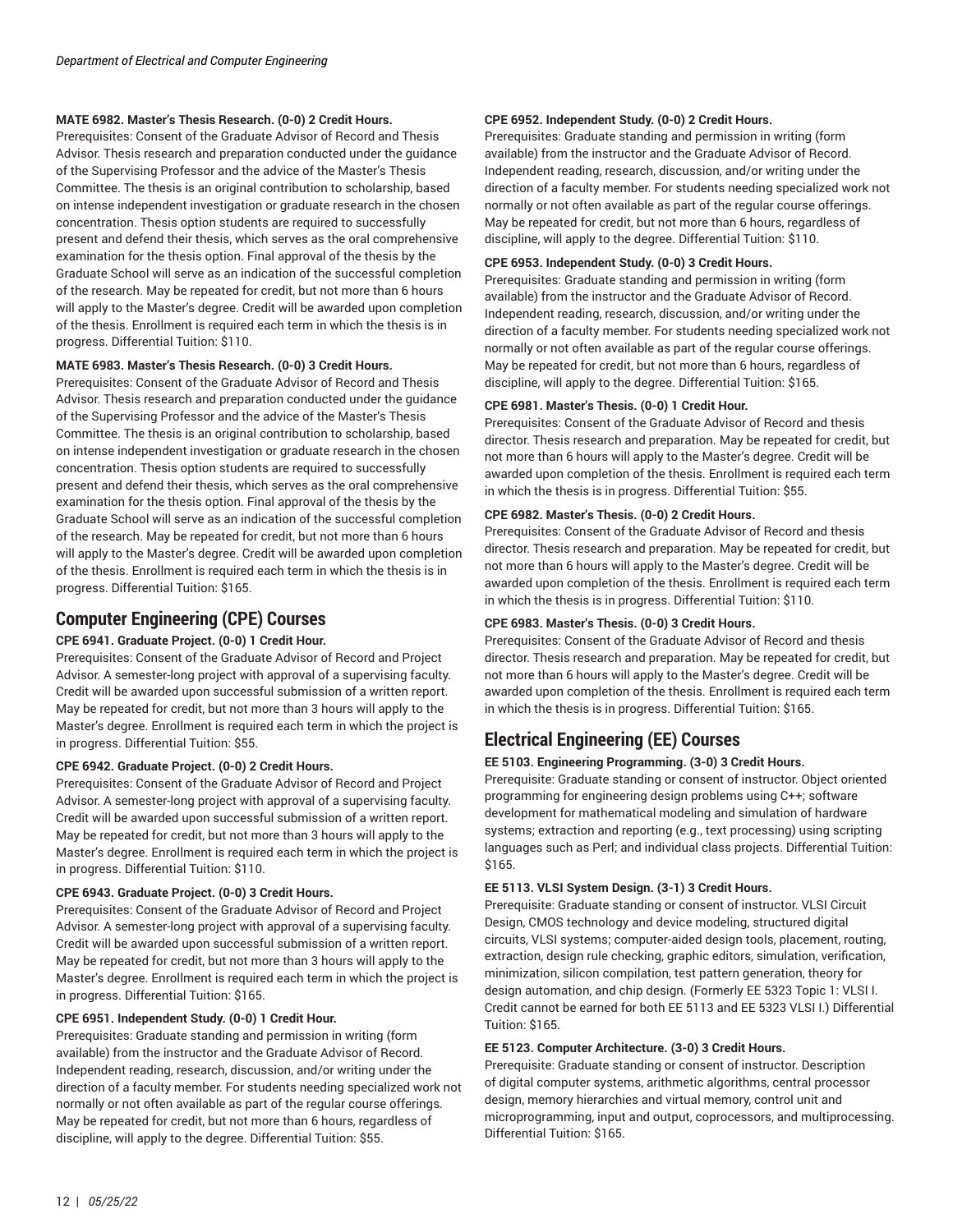**MATE 6982. Master's Thesis Research. (0-0) 2 Credit Hours.**
Prerequisites: Consent of the Graduate Advisor of Record and Thesis Advisor. Thesis research and preparation conducted under the guidance of the Supervising Professor and the advice of the Master's Thesis Committee. The thesis is an original contribution to scholarship, based on intense independent investigation or graduate research in the chosen concentration. Thesis option students are required to successfully present and defend their thesis, which serves as the oral comprehensive examination for the thesis option. Final approval of the thesis by the Graduate School will serve as an indication of the successful completion of the research. May be repeated for credit, but not more than 6 hours will apply to the Master's degree. Credit will be awarded upon completion of the thesis. Enrollment is required each term in which the thesis is in progress. Differential Tuition: $110.

**MATE 6983. Master's Thesis Research. (0-0) 3 Credit Hours.**
Prerequisites: Consent of the Graduate Advisor of Record and Thesis Advisor. Thesis research and preparation conducted under the guidance of the Supervising Professor and the advice of the Master's Thesis Committee. The thesis is an original contribution to scholarship, based on intense independent investigation or graduate research in the chosen concentration. Thesis option students are required to successfully present and defend their thesis, which serves as the oral comprehensive examination for the thesis option. Final approval of the thesis by the Graduate School will serve as an indication of the successful completion of the research. May be repeated for credit, but not more than 6 hours will apply to the Master's degree. Credit will be awarded upon completion of the thesis. Enrollment is required each term in which the thesis is in progress. Differential Tuition: $165.

## Computer Engineering (CPE) Courses

**CPE 6941. Graduate Project. (0-0) 1 Credit Hour.**
Prerequisites: Consent of the Graduate Advisor of Record and Project Advisor. A semester-long project with approval of a supervising faculty. Credit will be awarded upon successful submission of a written report. May be repeated for credit, but not more than 3 hours will apply to the Master's degree. Enrollment is required each term in which the project is in progress. Differential Tuition: $55.

**CPE 6942. Graduate Project. (0-0) 2 Credit Hours.**
Prerequisites: Consent of the Graduate Advisor of Record and Project Advisor. A semester-long project with approval of a supervising faculty. Credit will be awarded upon successful submission of a written report. May be repeated for credit, but not more than 3 hours will apply to the Master's degree. Enrollment is required each term in which the project is in progress. Differential Tuition: $110.

**CPE 6943. Graduate Project. (0-0) 3 Credit Hours.**
Prerequisites: Consent of the Graduate Advisor of Record and Project Advisor. A semester-long project with approval of a supervising faculty. Credit will be awarded upon successful submission of a written report. May be repeated for credit, but not more than 3 hours will apply to the Master's degree. Enrollment is required each term in which the project is in progress. Differential Tuition: $165.

**CPE 6951. Independent Study. (0-0) 1 Credit Hour.**
Prerequisites: Graduate standing and permission in writing (form available) from the instructor and the Graduate Advisor of Record. Independent reading, research, discussion, and/or writing under the direction of a faculty member. For students needing specialized work not normally or not often available as part of the regular course offerings. May be repeated for credit, but not more than 6 hours, regardless of discipline, will apply to the degree. Differential Tuition: $55.

**CPE 6952. Independent Study. (0-0) 2 Credit Hours.**
Prerequisites: Graduate standing and permission in writing (form available) from the instructor and the Graduate Advisor of Record. Independent reading, research, discussion, and/or writing under the direction of a faculty member. For students needing specialized work not normally or not often available as part of the regular course offerings. May be repeated for credit, but not more than 6 hours, regardless of discipline, will apply to the degree. Differential Tuition: $110.

**CPE 6953. Independent Study. (0-0) 3 Credit Hours.**
Prerequisites: Graduate standing and permission in writing (form available) from the instructor and the Graduate Advisor of Record. Independent reading, research, discussion, and/or writing under the direction of a faculty member. For students needing specialized work not normally or not often available as part of the regular course offerings. May be repeated for credit, but not more than 6 hours, regardless of discipline, will apply to the degree. Differential Tuition: $165.

**CPE 6981. Master's Thesis. (0-0) 1 Credit Hour.**
Prerequisites: Consent of the Graduate Advisor of Record and thesis director. Thesis research and preparation. May be repeated for credit, but not more than 6 hours will apply to the Master's degree. Credit will be awarded upon completion of the thesis. Enrollment is required each term in which the thesis is in progress. Differential Tuition: $55.

**CPE 6982. Master's Thesis. (0-0) 2 Credit Hours.**
Prerequisites: Consent of the Graduate Advisor of Record and thesis director. Thesis research and preparation. May be repeated for credit, but not more than 6 hours will apply to the Master's degree. Credit will be awarded upon completion of the thesis. Enrollment is required each term in which the thesis is in progress. Differential Tuition: $110.

**CPE 6983. Master's Thesis. (0-0) 3 Credit Hours.**
Prerequisites: Consent of the Graduate Advisor of Record and thesis director. Thesis research and preparation. May be repeated for credit, but not more than 6 hours will apply to the Master's degree. Credit will be awarded upon completion of the thesis. Enrollment is required each term in which the thesis is in progress. Differential Tuition: $165.

## Electrical Engineering (EE) Courses

**EE 5103. Engineering Programming. (3-0) 3 Credit Hours.**
Prerequisite: Graduate standing or consent of instructor. Object oriented programming for engineering design problems using C++; software development for mathematical modeling and simulation of hardware systems; extraction and reporting (e.g., text processing) using scripting languages such as Perl; and individual class projects. Differential Tuition: $165.

**EE 5113. VLSI System Design. (3-1) 3 Credit Hours.**
Prerequisite: Graduate standing or consent of instructor. VLSI Circuit Design, CMOS technology and device modeling, structured digital circuits, VLSI systems; computer-aided design tools, placement, routing, extraction, design rule checking, graphic editors, simulation, verification, minimization, silicon compilation, test pattern generation, theory for design automation, and chip design. (Formerly EE 5323 Topic 1: VLSI I. Credit cannot be earned for both EE 5113 and EE 5323 VLSI I.) Differential Tuition: $165.

**EE 5123. Computer Architecture. (3-0) 3 Credit Hours.**
Prerequisite: Graduate standing or consent of instructor. Description of digital computer systems, arithmetic algorithms, central processor design, memory hierarchies and virtual memory, control unit and microprogramming, input and output, coprocessors, and multiprocessing. Differential Tuition: $165.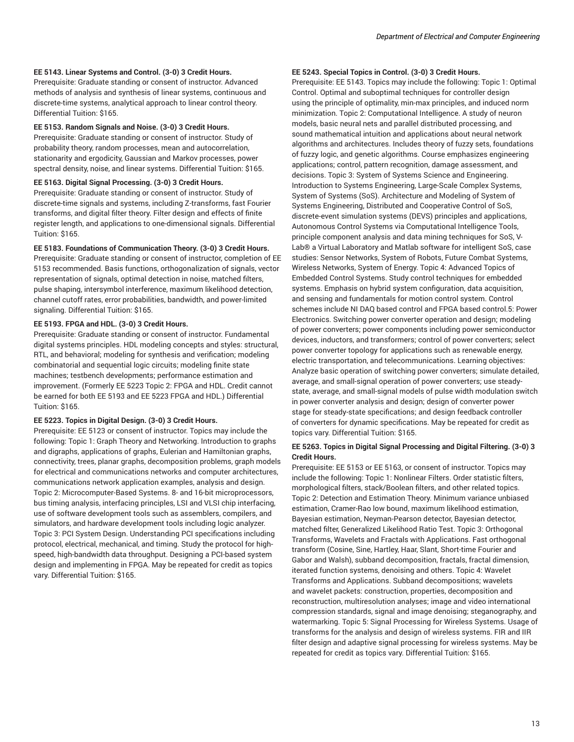**EE 5143. Linear Systems and Control. (3-0) 3 Credit Hours.**
Prerequisite: Graduate standing or consent of instructor. Advanced methods of analysis and synthesis of linear systems, continuous and discrete-time systems, analytical approach to linear control theory. Differential Tuition: $165.

**EE 5153. Random Signals and Noise. (3-0) 3 Credit Hours.**
Prerequisite: Graduate standing or consent of instructor. Study of probability theory, random processes, mean and autocorrelation, stationarity and ergodicity, Gaussian and Markov processes, power spectral density, noise, and linear systems. Differential Tuition: $165.

**EE 5163. Digital Signal Processing. (3-0) 3 Credit Hours.**
Prerequisite: Graduate standing or consent of instructor. Study of discrete-time signals and systems, including Z-transforms, fast Fourier transforms, and digital filter theory. Filter design and effects of finite register length, and applications to one-dimensional signals. Differential Tuition: $165.

**EE 5183. Foundations of Communication Theory. (3-0) 3 Credit Hours.**
Prerequisite: Graduate standing or consent of instructor, completion of EE 5153 recommended. Basis functions, orthogonalization of signals, vector representation of signals, optimal detection in noise, matched filters, pulse shaping, intersymbol interference, maximum likelihood detection, channel cutoff rates, error probabilities, bandwidth, and power-limited signaling. Differential Tuition: $165.

**EE 5193. FPGA and HDL. (3-0) 3 Credit Hours.**
Prerequisite: Graduate standing or consent of instructor. Fundamental digital systems principles. HDL modeling concepts and styles: structural, RTL, and behavioral; modeling for synthesis and verification; modeling combinatorial and sequential logic circuits; modeling finite state machines; testbench developments; performance estimation and improvement. (Formerly EE 5223 Topic 2: FPGA and HDL. Credit cannot be earned for both EE 5193 and EE 5223 FPGA and HDL.) Differential Tuition: $165.

**EE 5223. Topics in Digital Design. (3-0) 3 Credit Hours.**
Prerequisite: EE 5123 or consent of instructor. Topics may include the following: Topic 1: Graph Theory and Networking. Introduction to graphs and digraphs, applications of graphs, Eulerian and Hamiltonian graphs, connectivity, trees, planar graphs, decomposition problems, graph models for electrical and communications networks and computer architectures, communications network application examples, analysis and design. Topic 2: Microcomputer-Based Systems. 8- and 16-bit microprocessors, bus timing analysis, interfacing principles, LSI and VLSI chip interfacing, use of software development tools such as assemblers, compilers, and simulators, and hardware development tools including logic analyzer. Topic 3: PCI System Design. Understanding PCI specifications including protocol, electrical, mechanical, and timing. Study the protocol for high-speed, high-bandwidth data throughput. Designing a PCI-based system design and implementing in FPGA. May be repeated for credit as topics vary. Differential Tuition: $165.

**EE 5243. Special Topics in Control. (3-0) 3 Credit Hours.**
Prerequisite: EE 5143. Topics may include the following: Topic 1: Optimal Control. Optimal and suboptimal techniques for controller design using the principle of optimality, min-max principles, and induced norm minimization. Topic 2: Computational Intelligence. A study of neuron models, basic neural nets and parallel distributed processing, and sound mathematical intuition and applications about neural network algorithms and architectures. Includes theory of fuzzy sets, foundations of fuzzy logic, and genetic algorithms. Course emphasizes engineering applications; control, pattern recognition, damage assessment, and decisions. Topic 3: System of Systems Science and Engineering. Introduction to Systems Engineering, Large-Scale Complex Systems, System of Systems (SoS). Architecture and Modeling of System of Systems Engineering, Distributed and Cooperative Control of SoS, discrete-event simulation systems (DEVS) principles and applications, Autonomous Control Systems via Computational Intelligence Tools, principle component analysis and data mining techniques for SoS, V-Lab® a Virtual Laboratory and Matlab software for intelligent SoS, case studies: Sensor Networks, System of Robots, Future Combat Systems, Wireless Networks, System of Energy. Topic 4: Advanced Topics of Embedded Control Systems. Study control techniques for embedded systems. Emphasis on hybrid system configuration, data acquisition, and sensing and fundamentals for motion control system. Control schemes include NI DAQ based control and FPGA based control.5: Power Electronics. Switching power converter operation and design; modeling of power converters; power components including power semiconductor devices, inductors, and transformers; control of power converters; select power converter topology for applications such as renewable energy, electric transportation, and telecommunications. Learning objectives: Analyze basic operation of switching power converters; simulate detailed, average, and small-signal operation of power converters; use steady-state, average, and small-signal models of pulse width modulation switch in power converter analysis and design; design of converter power stage for steady-state specifications; and design feedback controller of converters for dynamic specifications. May be repeated for credit as topics vary. Differential Tuition: $165.

**EE 5263. Topics in Digital Signal Processing and Digital Filtering. (3-0) 3 Credit Hours.**
Prerequisite: EE 5153 or EE 5163, or consent of instructor. Topics may include the following: Topic 1: Nonlinear Filters. Order statistic filters, morphological filters, stack/Boolean filters, and other related topics. Topic 2: Detection and Estimation Theory. Minimum variance unbiased estimation, Cramer-Rao low bound, maximum likelihood estimation, Bayesian estimation, Neyman-Pearson detector, Bayesian detector, matched filter, Generalized Likelihood Ratio Test. Topic 3: Orthogonal Transforms, Wavelets and Fractals with Applications. Fast orthogonal transform (Cosine, Sine, Hartley, Haar, Slant, Short-time Fourier and Gabor and Walsh), subband decomposition, fractals, fractal dimension, iterated function systems, denoising and others. Topic 4: Wavelet Transforms and Applications. Subband decompositions; wavelets and wavelet packets: construction, properties, decomposition and reconstruction, multiresolution analyses; image and video international compression standards, signal and image denoising; steganography, and watermarking. Topic 5: Signal Processing for Wireless Systems. Usage of transforms for the analysis and design of wireless systems. FIR and IIR filter design and adaptive signal processing for wireless systems. May be repeated for credit as topics vary. Differential Tuition: $165.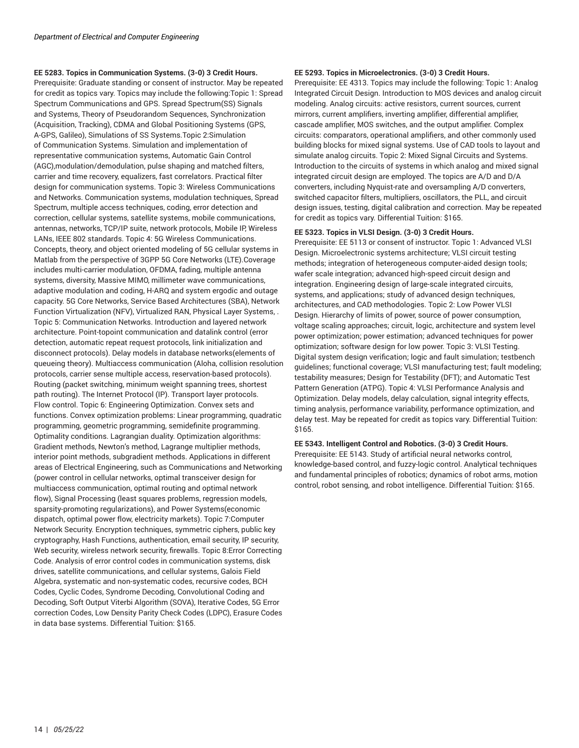**EE 5283. Topics in Communication Systems. (3-0) 3 Credit Hours.**
Prerequisite: Graduate standing or consent of instructor. May be repeated for credit as topics vary. Topics may include the following:Topic 1: Spread Spectrum Communications and GPS. Spread Spectrum(SS) Signals and Systems, Theory of Pseudorandom Sequences, Synchronization (Acquisition, Tracking), CDMA and Global Positioning Systems (GPS, A-GPS, Galileo), Simulations of SS Systems.Topic 2:Simulation of Communication Systems. Simulation and implementation of representative communication systems, Automatic Gain Control (AGC),modulation/demodulation, pulse shaping and matched filters, carrier and time recovery, equalizers, fast correlators. Practical filter design for communication systems. Topic 3: Wireless Communications and Networks. Communication systems, modulation techniques, Spread Spectrum, multiple access techniques, coding, error detection and correction, cellular systems, satellite systems, mobile communications, antennas, networks, TCP/IP suite, network protocols, Mobile IP, Wireless LANs, IEEE 802 standards. Topic 4: 5G Wireless Communications. Concepts, theory, and object oriented modeling of 5G cellular systems in Matlab from the perspective of 3GPP 5G Core Networks (LTE).Coverage includes multi-carrier modulation, OFDMA, fading, multiple antenna systems, diversity, Massive MIMO, millimeter wave communications, adaptive modulation and coding, H-ARQ and system ergodic and outage capacity. 5G Core Networks, Service Based Architectures (SBA), Network Function Virtualization (NFV), Virtualized RAN, Physical Layer Systems, . Topic 5: Communication Networks. Introduction and layered network architecture. Point-topoint communication and datalink control (error detection, automatic repeat request protocols, link initialization and disconnect protocols). Delay models in database networks(elements of queueing theory). Multiaccess communication (Aloha, collision resolution protocols, carrier sense multiple access, reservation-based protocols). Routing (packet switching, minimum weight spanning trees, shortest path routing). The Internet Protocol (IP). Transport layer protocols. Flow control. Topic 6: Engineering Optimization. Convex sets and functions. Convex optimization problems: Linear programming, quadratic programming, geometric programming, semidefinite programming. Optimality conditions. Lagrangian duality. Optimization algorithms: Gradient methods, Newton's method, Lagrange multiplier methods, interior point methods, subgradient methods. Applications in different areas of Electrical Engineering, such as Communications and Networking (power control in cellular networks, optimal transceiver design for multiaccess communication, optimal routing and optimal network flow), Signal Processing (least squares problems, regression models, sparsity-promoting regularizations), and Power Systems(economic dispatch, optimal power flow, electricity markets). Topic 7:Computer Network Security. Encryption techniques, symmetric ciphers, public key cryptography, Hash Functions, authentication, email security, IP security, Web security, wireless network security, firewalls. Topic 8:Error Correcting Code. Analysis of error control codes in communication systems, disk drives, satellite communications, and cellular systems, Galois Field Algebra, systematic and non-systematic codes, recursive codes, BCH Codes, Cyclic Codes, Syndrome Decoding, Convolutional Coding and Decoding, Soft Output Viterbi Algorithm (SOVA), Iterative Codes, 5G Error correction Codes, Low Density Parity Check Codes (LDPC), Erasure Codes in data base systems. Differential Tuition: $165.

**EE 5293. Topics in Microelectronics. (3-0) 3 Credit Hours.**
Prerequisite: EE 4313. Topics may include the following: Topic 1: Analog Integrated Circuit Design. Introduction to MOS devices and analog circuit modeling. Analog circuits: active resistors, current sources, current mirrors, current amplifiers, inverting amplifier, differential amplifier, cascade amplifier, MOS switches, and the output amplifier. Complex circuits: comparators, operational amplifiers, and other commonly used building blocks for mixed signal systems. Use of CAD tools to layout and simulate analog circuits. Topic 2: Mixed Signal Circuits and Systems. Introduction to the circuits of systems in which analog and mixed signal integrated circuit design are employed. The topics are A/D and D/A converters, including Nyquist-rate and oversampling A/D converters, switched capacitor filters, multipliers, oscillators, the PLL, and circuit design issues, testing, digital calibration and correction. May be repeated for credit as topics vary. Differential Tuition: $165.

**EE 5323. Topics in VLSI Design. (3-0) 3 Credit Hours.**
Prerequisite: EE 5113 or consent of instructor. Topic 1: Advanced VLSI Design. Microelectronic systems architecture; VLSI circuit testing methods; integration of heterogeneous computer-aided design tools; wafer scale integration; advanced high-speed circuit design and integration. Engineering design of large-scale integrated circuits, systems, and applications; study of advanced design techniques, architectures, and CAD methodologies. Topic 2: Low Power VLSI Design. Hierarchy of limits of power, source of power consumption, voltage scaling approaches; circuit, logic, architecture and system level power optimization; power estimation; advanced techniques for power optimization; software design for low power. Topic 3: VLSI Testing. Digital system design verification; logic and fault simulation; testbench guidelines; functional coverage; VLSI manufacturing test; fault modeling; testability measures; Design for Testability (DFT); and Automatic Test Pattern Generation (ATPG). Topic 4: VLSI Performance Analysis and Optimization. Delay models, delay calculation, signal integrity effects, timing analysis, performance variability, performance optimization, and delay test. May be repeated for credit as topics vary. Differential Tuition: $165.

**EE 5343. Intelligent Control and Robotics. (3-0) 3 Credit Hours.**
Prerequisite: EE 5143. Study of artificial neural networks control, knowledge-based control, and fuzzy-logic control. Analytical techniques and fundamental principles of robotics; dynamics of robot arms, motion control, robot sensing, and robot intelligence. Differential Tuition: $165.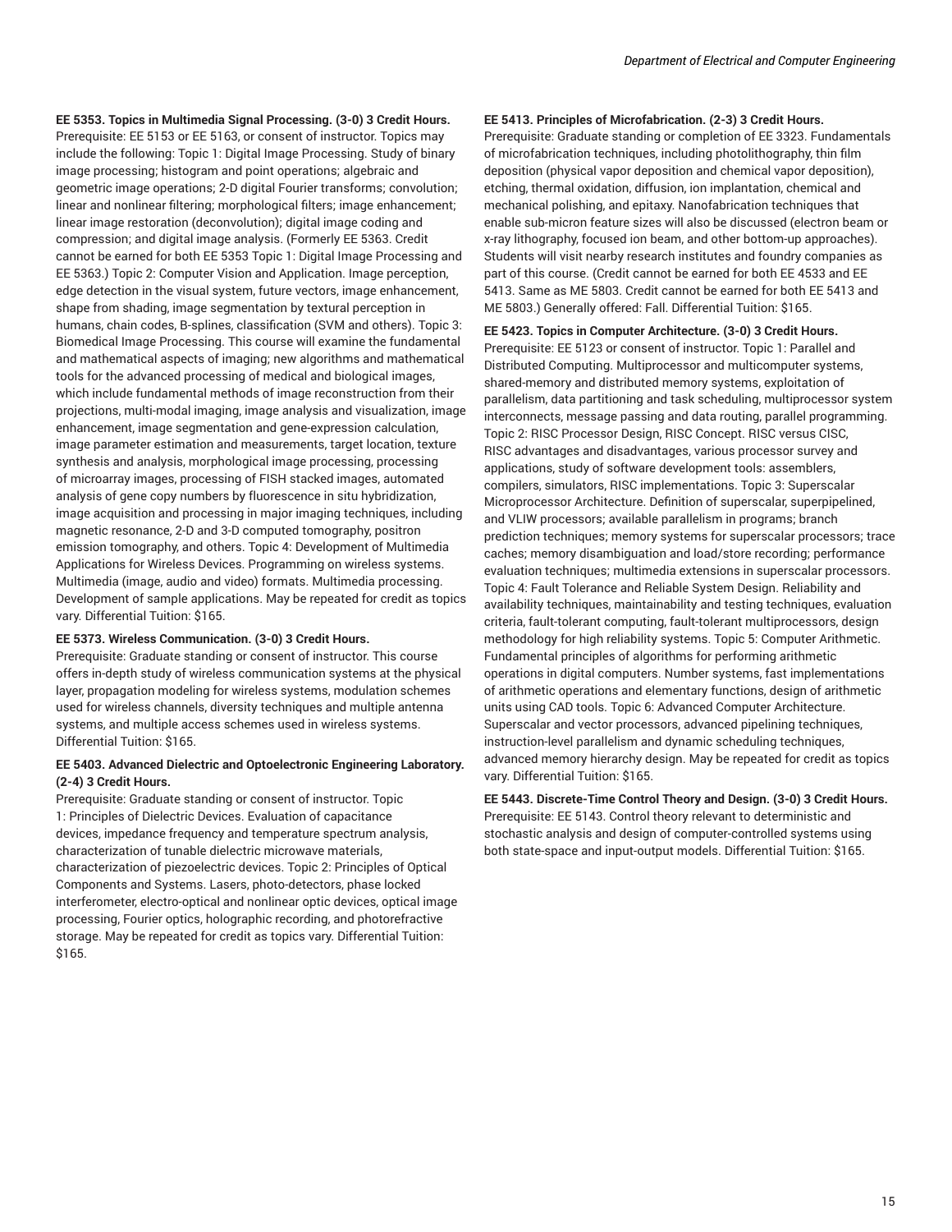**EE 5353. Topics in Multimedia Signal Processing. (3-0) 3 Credit Hours.**
Prerequisite: EE 5153 or EE 5163, or consent of instructor. Topics may include the following: Topic 1: Digital Image Processing. Study of binary image processing; histogram and point operations; algebraic and geometric image operations; 2-D digital Fourier transforms; convolution; linear and nonlinear filtering; morphological filters; image enhancement; linear image restoration (deconvolution); digital image coding and compression; and digital image analysis. (Formerly EE 5363. Credit cannot be earned for both EE 5353 Topic 1: Digital Image Processing and EE 5363.) Topic 2: Computer Vision and Application. Image perception, edge detection in the visual system, future vectors, image enhancement, shape from shading, image segmentation by textural perception in humans, chain codes, B-splines, classification (SVM and others). Topic 3: Biomedical Image Processing. This course will examine the fundamental and mathematical aspects of imaging; new algorithms and mathematical tools for the advanced processing of medical and biological images, which include fundamental methods of image reconstruction from their projections, multi-modal imaging, image analysis and visualization, image enhancement, image segmentation and gene-expression calculation, image parameter estimation and measurements, target location, texture synthesis and analysis, morphological image processing, processing of microarray images, processing of FISH stacked images, automated analysis of gene copy numbers by fluorescence in situ hybridization, image acquisition and processing in major imaging techniques, including magnetic resonance, 2-D and 3-D computed tomography, positron emission tomography, and others. Topic 4: Development of Multimedia Applications for Wireless Devices. Programming on wireless systems. Multimedia (image, audio and video) formats. Multimedia processing. Development of sample applications. May be repeated for credit as topics vary. Differential Tuition: $165.

**EE 5373. Wireless Communication. (3-0) 3 Credit Hours.**
Prerequisite: Graduate standing or consent of instructor. This course offers in-depth study of wireless communication systems at the physical layer, propagation modeling for wireless systems, modulation schemes used for wireless channels, diversity techniques and multiple antenna systems, and multiple access schemes used in wireless systems. Differential Tuition: $165.

**EE 5403. Advanced Dielectric and Optoelectronic Engineering Laboratory. (2-4) 3 Credit Hours.**
Prerequisite: Graduate standing or consent of instructor. Topic 1: Principles of Dielectric Devices. Evaluation of capacitance devices, impedance frequency and temperature spectrum analysis, characterization of tunable dielectric microwave materials, characterization of piezoelectric devices. Topic 2: Principles of Optical Components and Systems. Lasers, photo-detectors, phase locked interferometer, electro-optical and nonlinear optic devices, optical image processing, Fourier optics, holographic recording, and photorefractive storage. May be repeated for credit as topics vary. Differential Tuition: $165.

**EE 5413. Principles of Microfabrication. (2-3) 3 Credit Hours.**
Prerequisite: Graduate standing or completion of EE 3323. Fundamentals of microfabrication techniques, including photolithography, thin film deposition (physical vapor deposition and chemical vapor deposition), etching, thermal oxidation, diffusion, ion implantation, chemical and mechanical polishing, and epitaxy. Nanofabrication techniques that enable sub-micron feature sizes will also be discussed (electron beam or x-ray lithography, focused ion beam, and other bottom-up approaches). Students will visit nearby research institutes and foundry companies as part of this course. (Credit cannot be earned for both EE 4533 and EE 5413. Same as ME 5803. Credit cannot be earned for both EE 5413 and ME 5803.) Generally offered: Fall. Differential Tuition: $165.

**EE 5423. Topics in Computer Architecture. (3-0) 3 Credit Hours.**
Prerequisite: EE 5123 or consent of instructor. Topic 1: Parallel and Distributed Computing. Multiprocessor and multicomputer systems, shared-memory and distributed memory systems, exploitation of parallelism, data partitioning and task scheduling, multiprocessor system interconnects, message passing and data routing, parallel programming. Topic 2: RISC Processor Design, RISC Concept. RISC versus CISC, RISC advantages and disadvantages, various processor survey and applications, study of software development tools: assemblers, compilers, simulators, RISC implementations. Topic 3: Superscalar Microprocessor Architecture. Definition of superscalar, superpipelined, and VLIW processors; available parallelism in programs; branch prediction techniques; memory systems for superscalar processors; trace caches; memory disambiguation and load/store recording; performance evaluation techniques; multimedia extensions in superscalar processors. Topic 4: Fault Tolerance and Reliable System Design. Reliability and availability techniques, maintainability and testing techniques, evaluation criteria, fault-tolerant computing, fault-tolerant multiprocessors, design methodology for high reliability systems. Topic 5: Computer Arithmetic. Fundamental principles of algorithms for performing arithmetic operations in digital computers. Number systems, fast implementations of arithmetic operations and elementary functions, design of arithmetic units using CAD tools. Topic 6: Advanced Computer Architecture. Superscalar and vector processors, advanced pipelining techniques, instruction-level parallelism and dynamic scheduling techniques, advanced memory hierarchy design. May be repeated for credit as topics vary. Differential Tuition: $165.

**EE 5443. Discrete-Time Control Theory and Design. (3-0) 3 Credit Hours.**
Prerequisite: EE 5143. Control theory relevant to deterministic and stochastic analysis and design of computer-controlled systems using both state-space and input-output models. Differential Tuition: $165.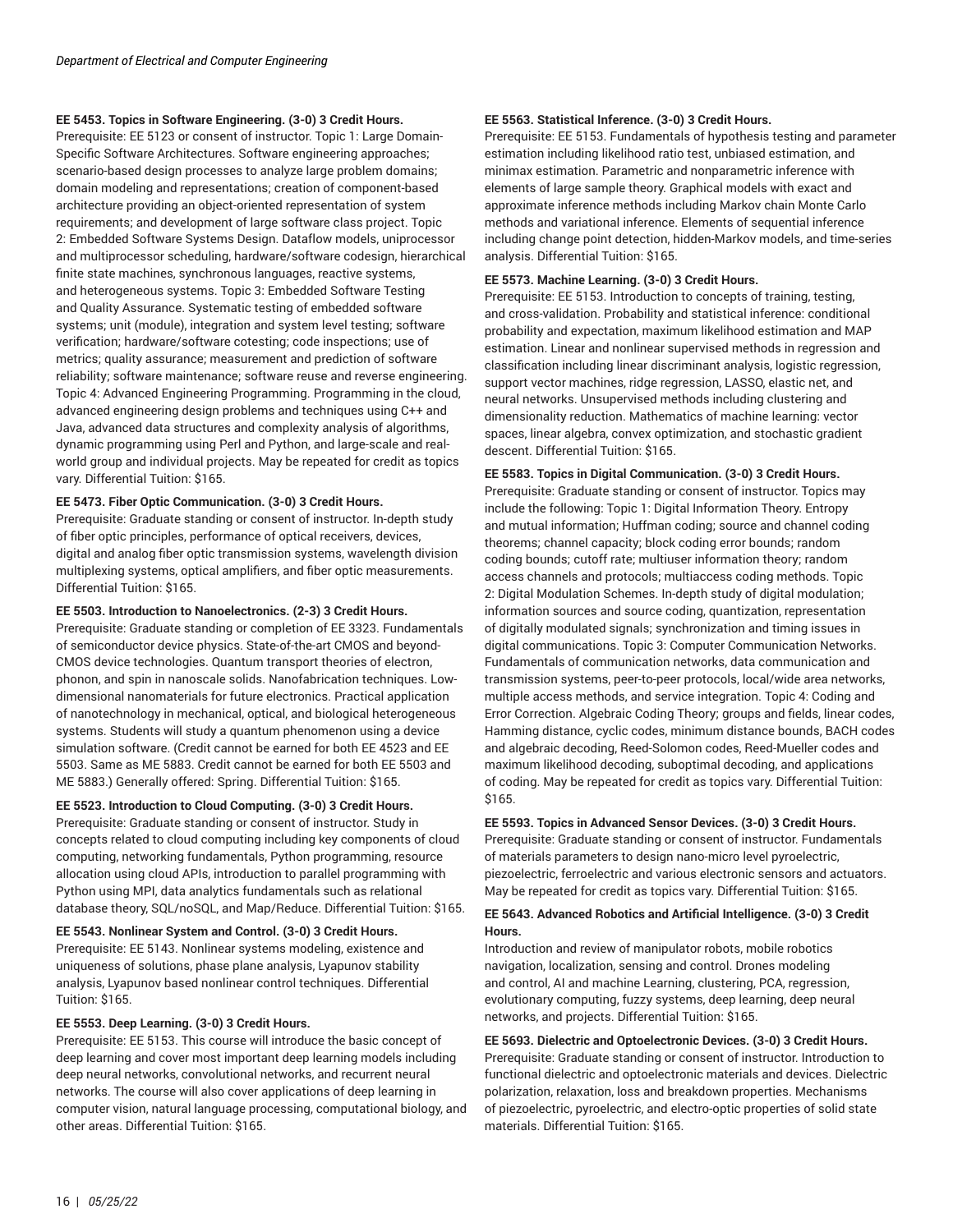**EE 5453. Topics in Software Engineering. (3-0) 3 Credit Hours.**
Prerequisite: EE 5123 or consent of instructor. Topic 1: Large Domain-Specific Software Architectures. Software engineering approaches; scenario-based design processes to analyze large problem domains; domain modeling and representations; creation of component-based architecture providing an object-oriented representation of system requirements; and development of large software class project. Topic 2: Embedded Software Systems Design. Dataflow models, uniprocessor and multiprocessor scheduling, hardware/software codesign, hierarchical finite state machines, synchronous languages, reactive systems, and heterogeneous systems. Topic 3: Embedded Software Testing and Quality Assurance. Systematic testing of embedded software systems; unit (module), integration and system level testing; software verification; hardware/software cotesting; code inspections; use of metrics; quality assurance; measurement and prediction of software reliability; software maintenance; software reuse and reverse engineering. Topic 4: Advanced Engineering Programming. Programming in the cloud, advanced engineering design problems and techniques using C++ and Java, advanced data structures and complexity analysis of algorithms, dynamic programming using Perl and Python, and large-scale and real-world group and individual projects. May be repeated for credit as topics vary. Differential Tuition: $165.

**EE 5473. Fiber Optic Communication. (3-0) 3 Credit Hours.**
Prerequisite: Graduate standing or consent of instructor. In-depth study of fiber optic principles, performance of optical receivers, devices, digital and analog fiber optic transmission systems, wavelength division multiplexing systems, optical amplifiers, and fiber optic measurements. Differential Tuition: $165.

**EE 5503. Introduction to Nanoelectronics. (2-3) 3 Credit Hours.**
Prerequisite: Graduate standing or completion of EE 3323. Fundamentals of semiconductor device physics. State-of-the-art CMOS and beyond-CMOS device technologies. Quantum transport theories of electron, phonon, and spin in nanoscale solids. Nanofabrication techniques. Low-dimensional nanomaterials for future electronics. Practical application of nanotechnology in mechanical, optical, and biological heterogeneous systems. Students will study a quantum phenomenon using a device simulation software. (Credit cannot be earned for both EE 4523 and EE 5503. Same as ME 5883. Credit cannot be earned for both EE 5503 and ME 5883.) Generally offered: Spring. Differential Tuition: $165.

**EE 5523. Introduction to Cloud Computing. (3-0) 3 Credit Hours.**
Prerequisite: Graduate standing or consent of instructor. Study in concepts related to cloud computing including key components of cloud computing, networking fundamentals, Python programming, resource allocation using cloud APIs, introduction to parallel programming with Python using MPI, data analytics fundamentals such as relational database theory, SQL/noSQL, and Map/Reduce. Differential Tuition: $165.

**EE 5543. Nonlinear System and Control. (3-0) 3 Credit Hours.**
Prerequisite: EE 5143. Nonlinear systems modeling, existence and uniqueness of solutions, phase plane analysis, Lyapunov stability analysis, Lyapunov based nonlinear control techniques. Differential Tuition: $165.

**EE 5553. Deep Learning. (3-0) 3 Credit Hours.**
Prerequisite: EE 5153. This course will introduce the basic concept of deep learning and cover most important deep learning models including deep neural networks, convolutional networks, and recurrent neural networks. The course will also cover applications of deep learning in computer vision, natural language processing, computational biology, and other areas. Differential Tuition: $165.

**EE 5563. Statistical Inference. (3-0) 3 Credit Hours.**
Prerequisite: EE 5153. Fundamentals of hypothesis testing and parameter estimation including likelihood ratio test, unbiased estimation, and minimax estimation. Parametric and nonparametric inference with elements of large sample theory. Graphical models with exact and approximate inference methods including Markov chain Monte Carlo methods and variational inference. Elements of sequential inference including change point detection, hidden-Markov models, and time-series analysis. Differential Tuition: $165.

**EE 5573. Machine Learning. (3-0) 3 Credit Hours.**
Prerequisite: EE 5153. Introduction to concepts of training, testing, and cross-validation. Probability and statistical inference: conditional probability and expectation, maximum likelihood estimation and MAP estimation. Linear and nonlinear supervised methods in regression and classification including linear discriminant analysis, logistic regression, support vector machines, ridge regression, LASSO, elastic net, and neural networks. Unsupervised methods including clustering and dimensionality reduction. Mathematics of machine learning: vector spaces, linear algebra, convex optimization, and stochastic gradient descent. Differential Tuition: $165.

**EE 5583. Topics in Digital Communication. (3-0) 3 Credit Hours.**
Prerequisite: Graduate standing or consent of instructor. Topics may include the following: Topic 1: Digital Information Theory. Entropy and mutual information; Huffman coding; source and channel coding theorems; channel capacity; block coding error bounds; random coding bounds; cutoff rate; multiuser information theory; random access channels and protocols; multiaccess coding methods. Topic 2: Digital Modulation Schemes. In-depth study of digital modulation; information sources and source coding, quantization, representation of digitally modulated signals; synchronization and timing issues in digital communications. Topic 3: Computer Communication Networks. Fundamentals of communication networks, data communication and transmission systems, peer-to-peer protocols, local/wide area networks, multiple access methods, and service integration. Topic 4: Coding and Error Correction. Algebraic Coding Theory; groups and fields, linear codes, Hamming distance, cyclic codes, minimum distance bounds, BACH codes and algebraic decoding, Reed-Solomon codes, Reed-Mueller codes and maximum likelihood decoding, suboptimal decoding, and applications of coding. May be repeated for credit as topics vary. Differential Tuition: $165.

**EE 5593. Topics in Advanced Sensor Devices. (3-0) 3 Credit Hours.**
Prerequisite: Graduate standing or consent of instructor. Fundamentals of materials parameters to design nano-micro level pyroelectric, piezoelectric, ferroelectric and various electronic sensors and actuators. May be repeated for credit as topics vary. Differential Tuition: $165.

**EE 5643. Advanced Robotics and Artificial Intelligence. (3-0) 3 Credit Hours.**
Introduction and review of manipulator robots, mobile robotics navigation, localization, sensing and control. Drones modeling and control, AI and machine Learning, clustering, PCA, regression, evolutionary computing, fuzzy systems, deep learning, deep neural networks, and projects. Differential Tuition: $165.

**EE 5693. Dielectric and Optoelectronic Devices. (3-0) 3 Credit Hours.**
Prerequisite: Graduate standing or consent of instructor. Introduction to functional dielectric and optoelectronic materials and devices. Dielectric polarization, relaxation, loss and breakdown properties. Mechanisms of piezoelectric, pyroelectric, and electro-optic properties of solid state materials. Differential Tuition: $165.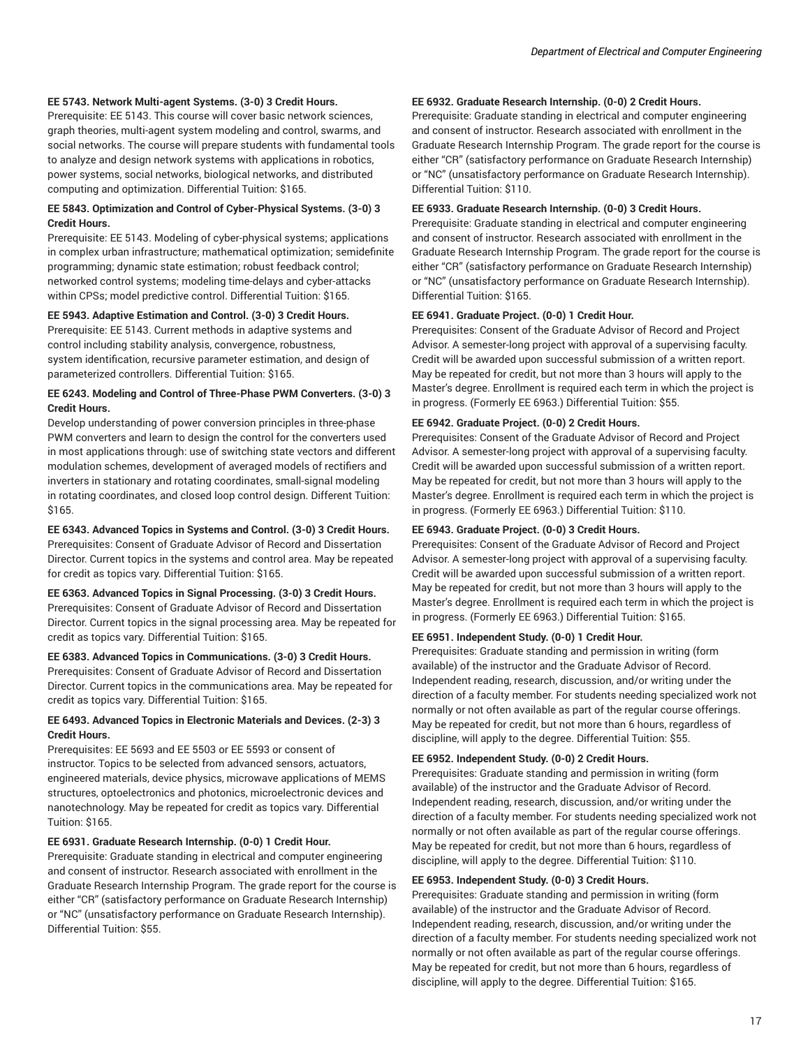**EE 5743. Network Multi-agent Systems. (3-0) 3 Credit Hours.**
Prerequisite: EE 5143. This course will cover basic network sciences, graph theories, multi-agent system modeling and control, swarms, and social networks. The course will prepare students with fundamental tools to analyze and design network systems with applications in robotics, power systems, social networks, biological networks, and distributed computing and optimization. Differential Tuition: $165.

**EE 5843. Optimization and Control of Cyber-Physical Systems. (3-0) 3 Credit Hours.**
Prerequisite: EE 5143. Modeling of cyber-physical systems; applications in complex urban infrastructure; mathematical optimization; semidefinite programming; dynamic state estimation; robust feedback control; networked control systems; modeling time-delays and cyber-attacks within CPSs; model predictive control. Differential Tuition: $165.

**EE 5943. Adaptive Estimation and Control. (3-0) 3 Credit Hours.**
Prerequisite: EE 5143. Current methods in adaptive systems and control including stability analysis, convergence, robustness, system identification, recursive parameter estimation, and design of parameterized controllers. Differential Tuition: $165.

**EE 6243. Modeling and Control of Three-Phase PWM Converters. (3-0) 3 Credit Hours.**
Develop understanding of power conversion principles in three-phase PWM converters and learn to design the control for the converters used in most applications through: use of switching state vectors and different modulation schemes, development of averaged models of rectifiers and inverters in stationary and rotating coordinates, small-signal modeling in rotating coordinates, and closed loop control design. Different Tuition: $165.

**EE 6343. Advanced Topics in Systems and Control. (3-0) 3 Credit Hours.**
Prerequisites: Consent of Graduate Advisor of Record and Dissertation Director. Current topics in the systems and control area. May be repeated for credit as topics vary. Differential Tuition: $165.

**EE 6363. Advanced Topics in Signal Processing. (3-0) 3 Credit Hours.**
Prerequisites: Consent of Graduate Advisor of Record and Dissertation Director. Current topics in the signal processing area. May be repeated for credit as topics vary. Differential Tuition: $165.

**EE 6383. Advanced Topics in Communications. (3-0) 3 Credit Hours.**
Prerequisites: Consent of Graduate Advisor of Record and Dissertation Director. Current topics in the communications area. May be repeated for credit as topics vary. Differential Tuition: $165.

**EE 6493. Advanced Topics in Electronic Materials and Devices. (2-3) 3 Credit Hours.**
Prerequisites: EE 5693 and EE 5503 or EE 5593 or consent of instructor. Topics to be selected from advanced sensors, actuators, engineered materials, device physics, microwave applications of MEMS structures, optoelectronics and photonics, microelectronic devices and nanotechnology. May be repeated for credit as topics vary. Differential Tuition: $165.

**EE 6931. Graduate Research Internship. (0-0) 1 Credit Hour.**
Prerequisite: Graduate standing in electrical and computer engineering and consent of instructor. Research associated with enrollment in the Graduate Research Internship Program. The grade report for the course is either "CR" (satisfactory performance on Graduate Research Internship) or "NC" (unsatisfactory performance on Graduate Research Internship). Differential Tuition: $55.

**EE 6932. Graduate Research Internship. (0-0) 2 Credit Hours.**
Prerequisite: Graduate standing in electrical and computer engineering and consent of instructor. Research associated with enrollment in the Graduate Research Internship Program. The grade report for the course is either "CR" (satisfactory performance on Graduate Research Internship) or "NC" (unsatisfactory performance on Graduate Research Internship). Differential Tuition: $110.

**EE 6933. Graduate Research Internship. (0-0) 3 Credit Hours.**
Prerequisite: Graduate standing in electrical and computer engineering and consent of instructor. Research associated with enrollment in the Graduate Research Internship Program. The grade report for the course is either "CR" (satisfactory performance on Graduate Research Internship) or "NC" (unsatisfactory performance on Graduate Research Internship). Differential Tuition: $165.

**EE 6941. Graduate Project. (0-0) 1 Credit Hour.**
Prerequisites: Consent of the Graduate Advisor of Record and Project Advisor. A semester-long project with approval of a supervising faculty. Credit will be awarded upon successful submission of a written report. May be repeated for credit, but not more than 3 hours will apply to the Master's degree. Enrollment is required each term in which the project is in progress. (Formerly EE 6963.) Differential Tuition: $55.

**EE 6942. Graduate Project. (0-0) 2 Credit Hours.**
Prerequisites: Consent of the Graduate Advisor of Record and Project Advisor. A semester-long project with approval of a supervising faculty. Credit will be awarded upon successful submission of a written report. May be repeated for credit, but not more than 3 hours will apply to the Master's degree. Enrollment is required each term in which the project is in progress. (Formerly EE 6963.) Differential Tuition: $110.

**EE 6943. Graduate Project. (0-0) 3 Credit Hours.**
Prerequisites: Consent of the Graduate Advisor of Record and Project Advisor. A semester-long project with approval of a supervising faculty. Credit will be awarded upon successful submission of a written report. May be repeated for credit, but not more than 3 hours will apply to the Master's degree. Enrollment is required each term in which the project is in progress. (Formerly EE 6963.) Differential Tuition: $165.

**EE 6951. Independent Study. (0-0) 1 Credit Hour.**
Prerequisites: Graduate standing and permission in writing (form available) of the instructor and the Graduate Advisor of Record. Independent reading, research, discussion, and/or writing under the direction of a faculty member. For students needing specialized work not normally or not often available as part of the regular course offerings. May be repeated for credit, but not more than 6 hours, regardless of discipline, will apply to the degree. Differential Tuition: $55.

**EE 6952. Independent Study. (0-0) 2 Credit Hours.**
Prerequisites: Graduate standing and permission in writing (form available) of the instructor and the Graduate Advisor of Record. Independent reading, research, discussion, and/or writing under the direction of a faculty member. For students needing specialized work not normally or not often available as part of the regular course offerings. May be repeated for credit, but not more than 6 hours, regardless of discipline, will apply to the degree. Differential Tuition: $110.

**EE 6953. Independent Study. (0-0) 3 Credit Hours.**
Prerequisites: Graduate standing and permission in writing (form available) of the instructor and the Graduate Advisor of Record. Independent reading, research, discussion, and/or writing under the direction of a faculty member. For students needing specialized work not normally or not often available as part of the regular course offerings. May be repeated for credit, but not more than 6 hours, regardless of discipline, will apply to the degree. Differential Tuition: $165.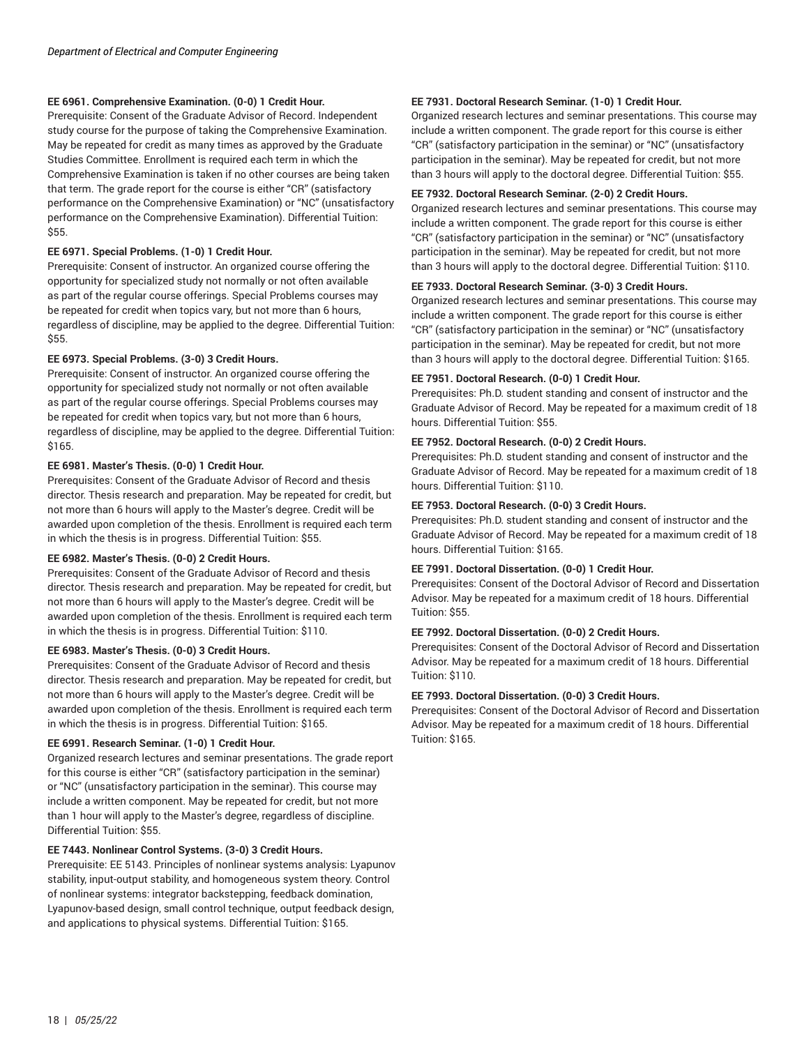**EE 6961. Comprehensive Examination. (0-0) 1 Credit Hour.**
Prerequisite: Consent of the Graduate Advisor of Record. Independent study course for the purpose of taking the Comprehensive Examination. May be repeated for credit as many times as approved by the Graduate Studies Committee. Enrollment is required each term in which the Comprehensive Examination is taken if no other courses are being taken that term. The grade report for the course is either "CR" (satisfactory performance on the Comprehensive Examination) or "NC" (unsatisfactory performance on the Comprehensive Examination). Differential Tuition: $55.

**EE 6971. Special Problems. (1-0) 1 Credit Hour.**
Prerequisite: Consent of instructor. An organized course offering the opportunity for specialized study not normally or not often available as part of the regular course offerings. Special Problems courses may be repeated for credit when topics vary, but not more than 6 hours, regardless of discipline, may be applied to the degree. Differential Tuition: $55.

**EE 6973. Special Problems. (3-0) 3 Credit Hours.**
Prerequisite: Consent of instructor. An organized course offering the opportunity for specialized study not normally or not often available as part of the regular course offerings. Special Problems courses may be repeated for credit when topics vary, but not more than 6 hours, regardless of discipline, may be applied to the degree. Differential Tuition: $165.

**EE 6981. Master's Thesis. (0-0) 1 Credit Hour.**
Prerequisites: Consent of the Graduate Advisor of Record and thesis director. Thesis research and preparation. May be repeated for credit, but not more than 6 hours will apply to the Master's degree. Credit will be awarded upon completion of the thesis. Enrollment is required each term in which the thesis is in progress. Differential Tuition: $55.

**EE 6982. Master's Thesis. (0-0) 2 Credit Hours.**
Prerequisites: Consent of the Graduate Advisor of Record and thesis director. Thesis research and preparation. May be repeated for credit, but not more than 6 hours will apply to the Master's degree. Credit will be awarded upon completion of the thesis. Enrollment is required each term in which the thesis is in progress. Differential Tuition: $110.

**EE 6983. Master's Thesis. (0-0) 3 Credit Hours.**
Prerequisites: Consent of the Graduate Advisor of Record and thesis director. Thesis research and preparation. May be repeated for credit, but not more than 6 hours will apply to the Master's degree. Credit will be awarded upon completion of the thesis. Enrollment is required each term in which the thesis is in progress. Differential Tuition: $165.

**EE 6991. Research Seminar. (1-0) 1 Credit Hour.**
Organized research lectures and seminar presentations. The grade report for this course is either "CR" (satisfactory participation in the seminar) or "NC" (unsatisfactory participation in the seminar). This course may include a written component. May be repeated for credit, but not more than 1 hour will apply to the Master's degree, regardless of discipline. Differential Tuition: $55.

**EE 7443. Nonlinear Control Systems. (3-0) 3 Credit Hours.**
Prerequisite: EE 5143. Principles of nonlinear systems analysis: Lyapunov stability, input-output stability, and homogeneous system theory. Control of nonlinear systems: integrator backstepping, feedback domination, Lyapunov-based design, small control technique, output feedback design, and applications to physical systems. Differential Tuition: $165.

**EE 7931. Doctoral Research Seminar. (1-0) 1 Credit Hour.**
Organized research lectures and seminar presentations. This course may include a written component. The grade report for this course is either "CR" (satisfactory participation in the seminar) or "NC" (unsatisfactory participation in the seminar). May be repeated for credit, but not more than 3 hours will apply to the doctoral degree. Differential Tuition: $55.

**EE 7932. Doctoral Research Seminar. (2-0) 2 Credit Hours.**
Organized research lectures and seminar presentations. This course may include a written component. The grade report for this course is either "CR" (satisfactory participation in the seminar) or "NC" (unsatisfactory participation in the seminar). May be repeated for credit, but not more than 3 hours will apply to the doctoral degree. Differential Tuition: $110.

**EE 7933. Doctoral Research Seminar. (3-0) 3 Credit Hours.**
Organized research lectures and seminar presentations. This course may include a written component. The grade report for this course is either "CR" (satisfactory participation in the seminar) or "NC" (unsatisfactory participation in the seminar). May be repeated for credit, but not more than 3 hours will apply to the doctoral degree. Differential Tuition: $165.

**EE 7951. Doctoral Research. (0-0) 1 Credit Hour.**
Prerequisites: Ph.D. student standing and consent of instructor and the Graduate Advisor of Record. May be repeated for a maximum credit of 18 hours. Differential Tuition: $55.

**EE 7952. Doctoral Research. (0-0) 2 Credit Hours.**
Prerequisites: Ph.D. student standing and consent of instructor and the Graduate Advisor of Record. May be repeated for a maximum credit of 18 hours. Differential Tuition: $110.

**EE 7953. Doctoral Research. (0-0) 3 Credit Hours.**
Prerequisites: Ph.D. student standing and consent of instructor and the Graduate Advisor of Record. May be repeated for a maximum credit of 18 hours. Differential Tuition: $165.

**EE 7991. Doctoral Dissertation. (0-0) 1 Credit Hour.**
Prerequisites: Consent of the Doctoral Advisor of Record and Dissertation Advisor. May be repeated for a maximum credit of 18 hours. Differential Tuition: $55.

**EE 7992. Doctoral Dissertation. (0-0) 2 Credit Hours.**
Prerequisites: Consent of the Doctoral Advisor of Record and Dissertation Advisor. May be repeated for a maximum credit of 18 hours. Differential Tuition: $110.

**EE 7993. Doctoral Dissertation. (0-0) 3 Credit Hours.**
Prerequisites: Consent of the Doctoral Advisor of Record and Dissertation Advisor. May be repeated for a maximum credit of 18 hours. Differential Tuition: $165.